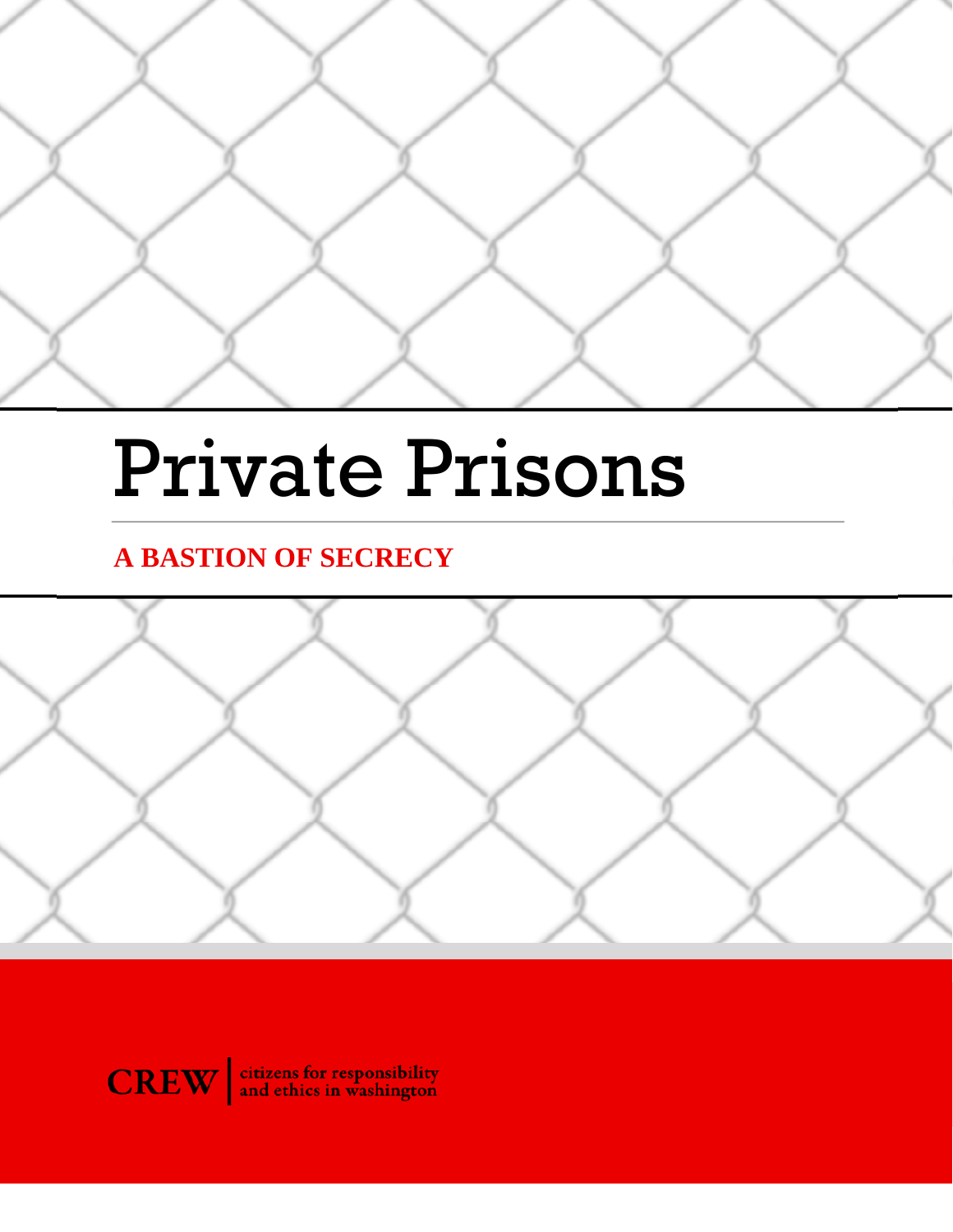# Private Prisons

**A BASTION OF SECRECY**

CREW | citizens for responsibility and ethics in washington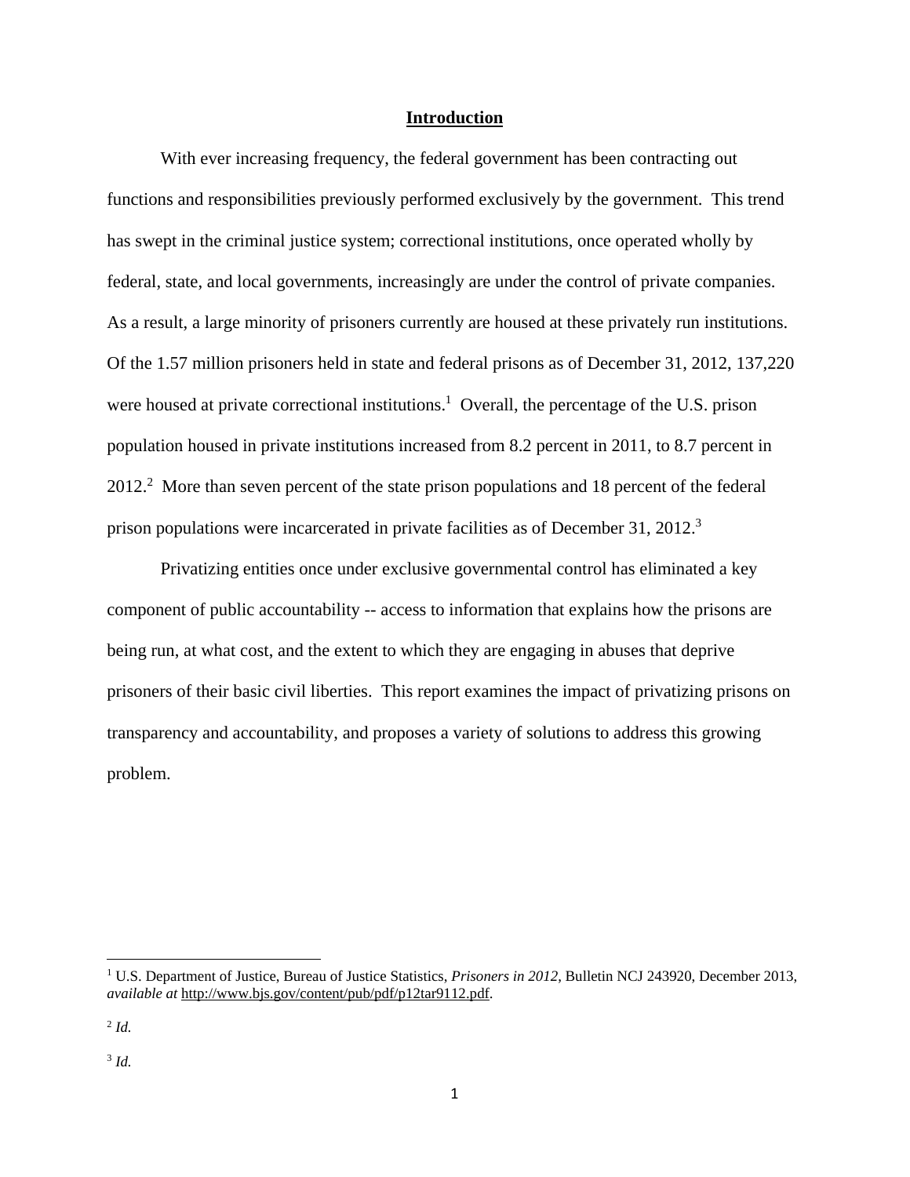# **Introduction**

With ever increasing frequency, the federal government has been contracting out functions and responsibilities previously performed exclusively by the government. This trend has swept in the criminal justice system; correctional institutions, once operated wholly by federal, state, and local governments, increasingly are under the control of private companies. As a result, a large minority of prisoners currently are housed at these privately run institutions. Of the 1.57 million prisoners held in state and federal prisons as of December 31, 2012, 137,220 were housed at private correctional institutions.[1] Overall, the percentage of the U.S. prison population housed in private institutions increased from 8.2 percent in 2011, to 8.7 percent in 2012.[2] More than seven percent of the state prison populations and 18 percent of the federal prison populations were incarcerated in private facilities as of December 31, 2012.[3]

Privatizing entities once under exclusive governmental control has eliminated a key component of public accountability -- access to information that explains how the prisons are being run, at what cost, and the extent to which they are engaging in abuses that deprive prisoners of their basic civil liberties. This report examines the impact of privatizing prisons on transparency and accountability, and proposes a variety of solutions to address this growing problem.

---

[1] U.S. Department of Justice, Bureau of Justice Statistics, *Prisoners in 2012*, Bulletin NCJ 243920, December 2013, *available at* http://www.bjs.gov/content/pub/pdf/p12tar9112.pdf.

[2] *Id.*

[3] *Id.*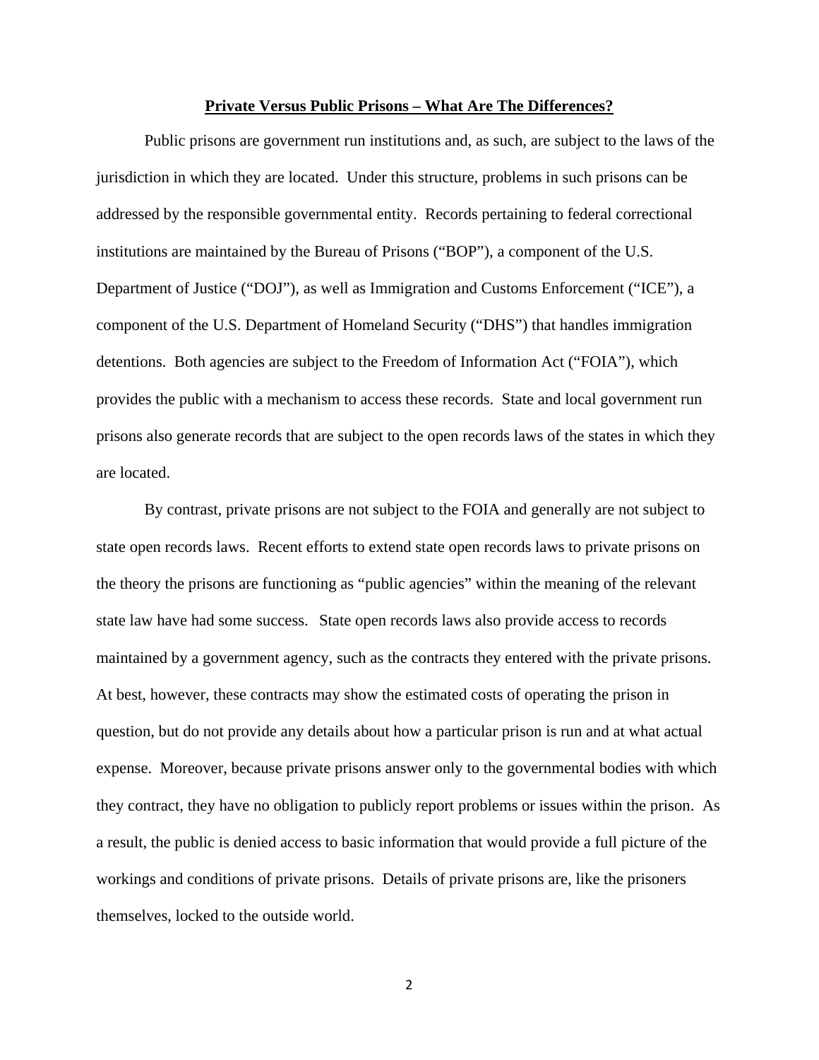## **Private Versus Public Prisons – What Are The Differences?**

Public prisons are government run institutions and, as such, are subject to the laws of the jurisdiction in which they are located. Under this structure, problems in such prisons can be addressed by the responsible governmental entity. Records pertaining to federal correctional institutions are maintained by the Bureau of Prisons ("BOP"), a component of the U.S. Department of Justice ("DOJ"), as well as Immigration and Customs Enforcement ("ICE"), a component of the U.S. Department of Homeland Security ("DHS") that handles immigration detentions. Both agencies are subject to the Freedom of Information Act ("FOIA"), which provides the public with a mechanism to access these records. State and local government run prisons also generate records that are subject to the open records laws of the states in which they are located.

By contrast, private prisons are not subject to the FOIA and generally are not subject to state open records laws. Recent efforts to extend state open records laws to private prisons on the theory the prisons are functioning as "public agencies" within the meaning of the relevant state law have had some success. State open records laws also provide access to records maintained by a government agency, such as the contracts they entered with the private prisons. At best, however, these contracts may show the estimated costs of operating the prison in question, but do not provide any details about how a particular prison is run and at what actual expense. Moreover, because private prisons answer only to the governmental bodies with which they contract, they have no obligation to publicly report problems or issues within the prison. As a result, the public is denied access to basic information that would provide a full picture of the workings and conditions of private prisons. Details of private prisons are, like the prisoners themselves, locked to the outside world.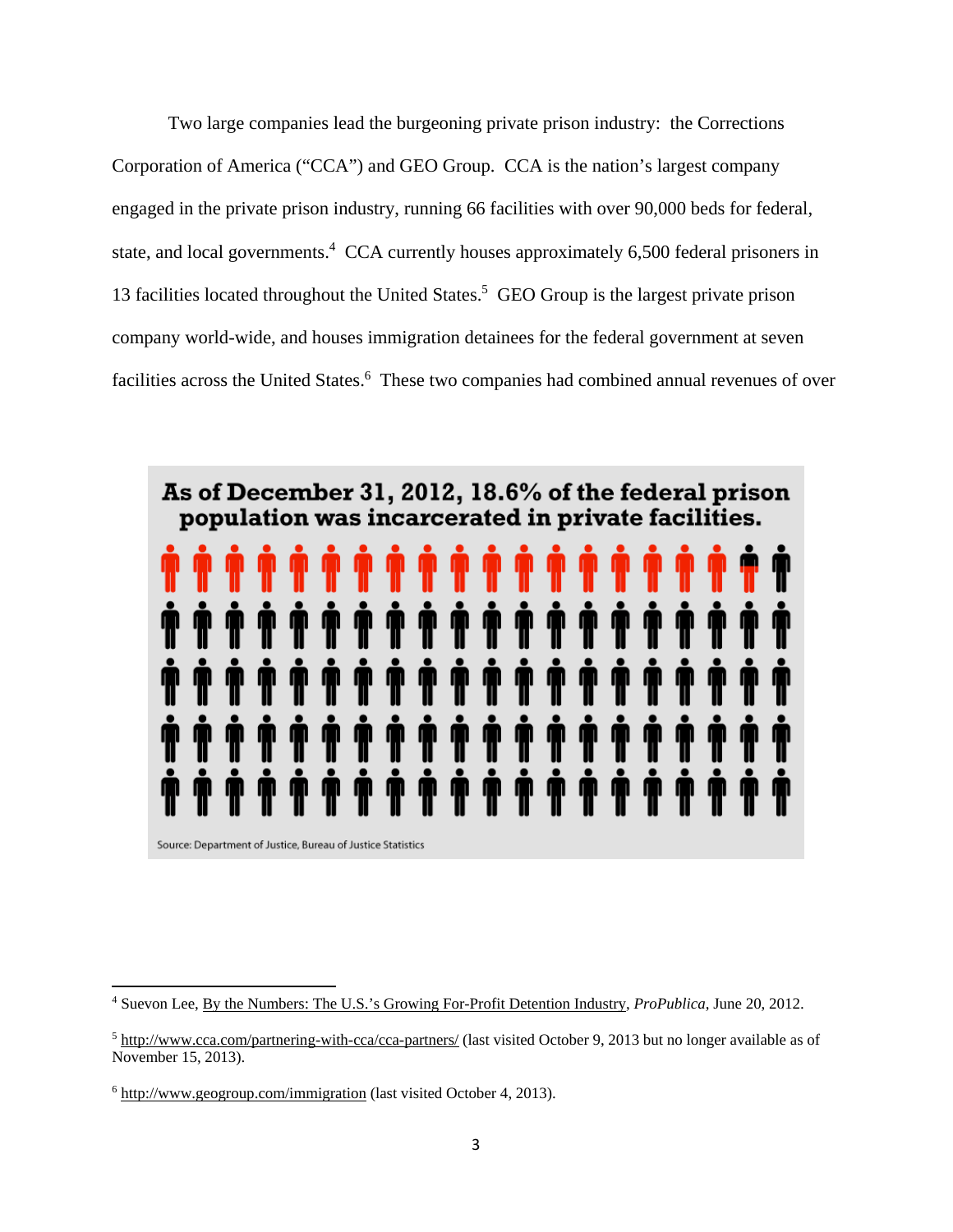Two large companies lead the burgeoning private prison industry: the Corrections Corporation of America ("CCA") and GEO Group. CCA is the nation's largest company engaged in the private prison industry, running 66 facilities with over 90,000 beds for federal, state, and local governments.[4] CCA currently houses approximately 6,500 federal prisoners in 13 facilities located throughout the United States.[5] GEO Group is the largest private prison company world-wide, and houses immigration detainees for the federal government at seven facilities across the United States.[6] These two companies had combined annual revenues of over

**As of December 31, 2012, 18.6% of the federal prison population was incarcerated in private facilities.**

Source: Department of Justice, Bureau of Justice Statistics

---

[4] Suevon Lee, By the Numbers: The U.S.'s Growing For-Profit Detention Industry, *ProPublica*, June 20, 2012.

[5] http://www.cca.com/partnering-with-cca/cca-partners/ (last visited October 9, 2013 but no longer available as of November 15, 2013).

[6] http://www.geogroup.com/immigration (last visited October 4, 2013).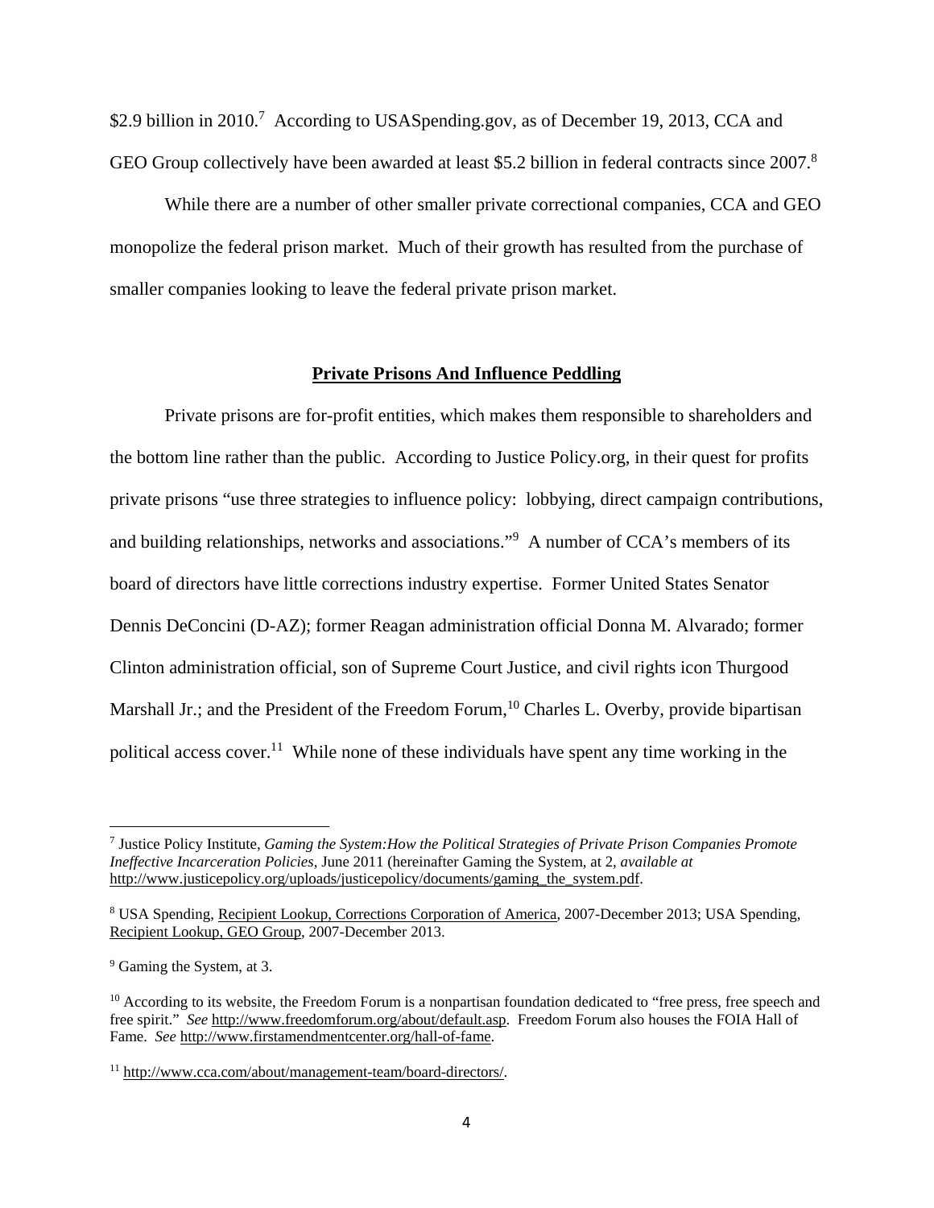$2.9 billion in 2010.[7] According to USASpending.gov, as of December 19, 2013, CCA and GEO Group collectively have been awarded at least $5.2 billion in federal contracts since 2007.[8]

While there are a number of other smaller private correctional companies, CCA and GEO monopolize the federal prison market. Much of their growth has resulted from the purchase of smaller companies looking to leave the federal private prison market.

## Private Prisons And Influence Peddling

Private prisons are for-profit entities, which makes them responsible to shareholders and the bottom line rather than the public. According to Justice Policy.org, in their quest for profits private prisons "use three strategies to influence policy: lobbying, direct campaign contributions, and building relationships, networks and associations."[9] A number of CCA's members of its board of directors have little corrections industry expertise. Former United States Senator Dennis DeConcini (D-AZ); former Reagan administration official Donna M. Alvarado; former Clinton administration official, son of Supreme Court Justice, and civil rights icon Thurgood Marshall Jr.; and the President of the Freedom Forum,[10] Charles L. Overby, provide bipartisan political access cover.[11] While none of these individuals have spent any time working in the

---

[7] Justice Policy Institute, *Gaming the System:How the Political Strategies of Private Prison Companies Promote Ineffective Incarceration Policies*, June 2011 (hereinafter Gaming the System, at 2, *available at* http://www.justicepolicy.org/uploads/justicepolicy/documents/gaming_the_system.pdf.

[8] USA Spending, Recipient Lookup, Corrections Corporation of America, 2007-December 2013; USA Spending, Recipient Lookup, GEO Group, 2007-December 2013.

[9] Gaming the System, at 3.

[10] According to its website, the Freedom Forum is a nonpartisan foundation dedicated to "free press, free speech and free spirit." *See* http://www.freedomforum.org/about/default.asp. Freedom Forum also houses the FOIA Hall of Fame. *See* http://www.firstamendmentcenter.org/hall-of-fame.

[11] http://www.cca.com/about/management-team/board-directors/.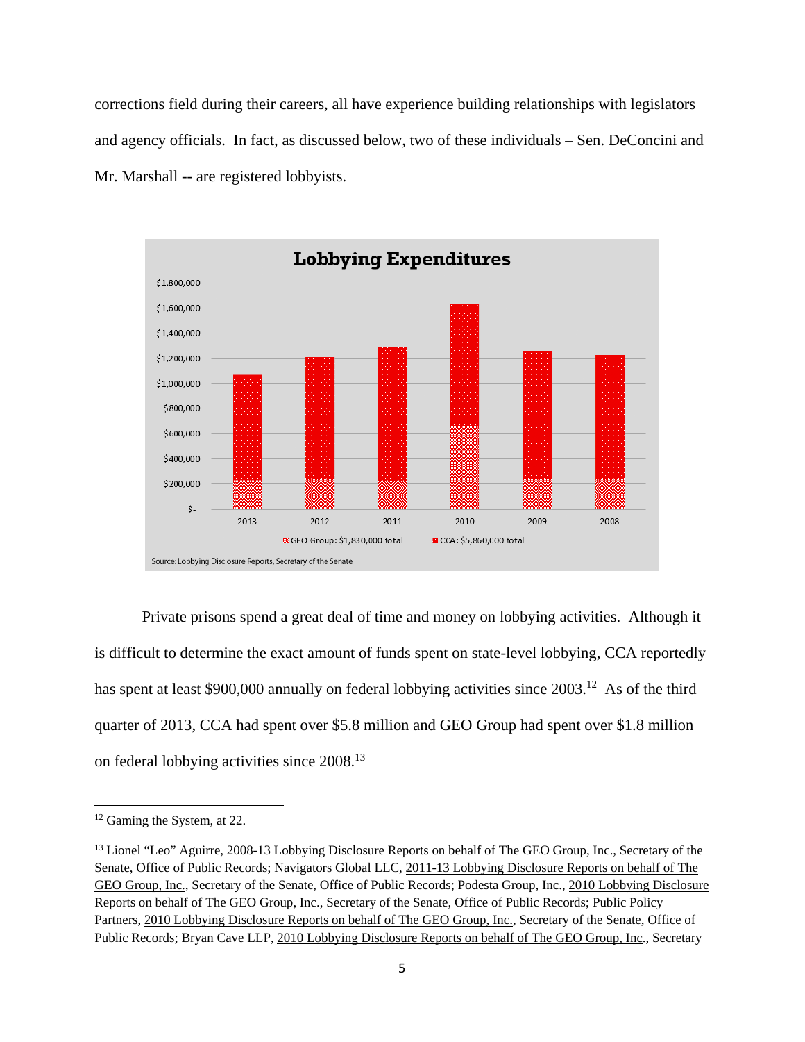corrections field during their careers, all have experience building relationships with legislators and agency officials. In fact, as discussed below, two of these individuals – Sen. DeConcini and Mr. Marshall -- are registered lobbyists.

**Lobbying Expenditures**

GEO Group: $1,830,000 total | CCA: $5,860,000 total

Source: Lobbying Disclosure Reports, Secretary of the Senate

Private prisons spend a great deal of time and money on lobbying activities. Although it is difficult to determine the exact amount of funds spent on state-level lobbying, CCA reportedly has spent at least $900,000 annually on federal lobbying activities since 2003.[12] As of the third quarter of 2013, CCA had spent over $5.8 million and GEO Group had spent over $1.8 million on federal lobbying activities since 2008.[13]

---

[12] Gaming the System, at 22.

[13] Lionel "Leo" Aguirre, 2008-13 Lobbying Disclosure Reports on behalf of The GEO Group, Inc., Secretary of the Senate, Office of Public Records; Navigators Global LLC, 2011-13 Lobbying Disclosure Reports on behalf of The GEO Group, Inc., Secretary of the Senate, Office of Public Records; Podesta Group, Inc., 2010 Lobbying Disclosure Reports on behalf of The GEO Group, Inc., Secretary of the Senate, Office of Public Records; Public Policy Partners, 2010 Lobbying Disclosure Reports on behalf of The GEO Group, Inc., Secretary of the Senate, Office of Public Records; Bryan Cave LLP, 2010 Lobbying Disclosure Reports on behalf of The GEO Group, Inc., Secretary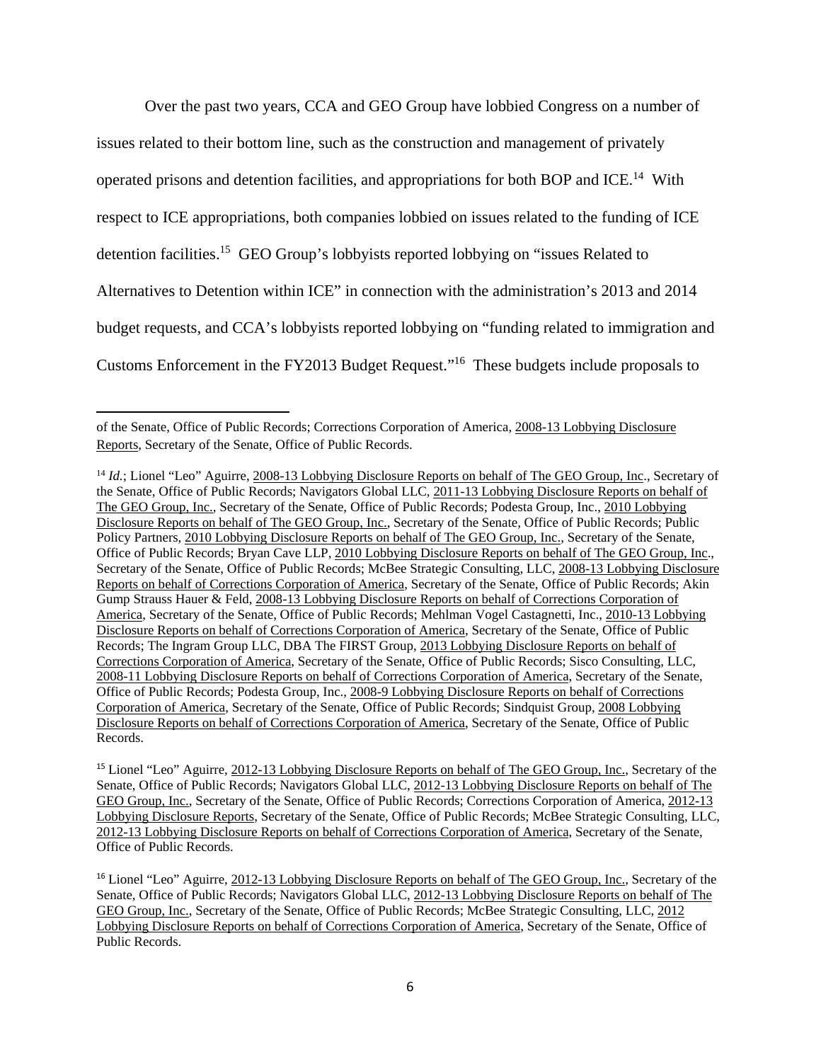Over the past two years, CCA and GEO Group have lobbied Congress on a number of issues related to their bottom line, such as the construction and management of privately operated prisons and detention facilities, and appropriations for both BOP and ICE.[14] With respect to ICE appropriations, both companies lobbied on issues related to the funding of ICE detention facilities.[15] GEO Group's lobbyists reported lobbying on "issues Related to Alternatives to Detention within ICE" in connection with the administration's 2013 and 2014 budget requests, and CCA's lobbyists reported lobbying on "funding related to immigration and Customs Enforcement in the FY2013 Budget Request."[16] These budgets include proposals to

---

of the Senate, Office of Public Records; Corrections Corporation of America, 2008-13 Lobbying Disclosure Reports, Secretary of the Senate, Office of Public Records.

[14] *Id.*; Lionel "Leo" Aguirre, 2008-13 Lobbying Disclosure Reports on behalf of The GEO Group, Inc., Secretary of the Senate, Office of Public Records; Navigators Global LLC, 2011-13 Lobbying Disclosure Reports on behalf of The GEO Group, Inc., Secretary of the Senate, Office of Public Records; Podesta Group, Inc., 2010 Lobbying Disclosure Reports on behalf of The GEO Group, Inc., Secretary of the Senate, Office of Public Records; Public Policy Partners, 2010 Lobbying Disclosure Reports on behalf of The GEO Group, Inc., Secretary of the Senate, Office of Public Records; Bryan Cave LLP, 2010 Lobbying Disclosure Reports on behalf of The GEO Group, Inc., Secretary of the Senate, Office of Public Records; McBee Strategic Consulting, LLC, 2008-13 Lobbying Disclosure Reports on behalf of Corrections Corporation of America, Secretary of the Senate, Office of Public Records; Akin Gump Strauss Hauer & Feld, 2008-13 Lobbying Disclosure Reports on behalf of Corrections Corporation of America, Secretary of the Senate, Office of Public Records; Mehlman Vogel Castagnetti, Inc., 2010-13 Lobbying Disclosure Reports on behalf of Corrections Corporation of America, Secretary of the Senate, Office of Public Records; The Ingram Group LLC, DBA The FIRST Group, 2013 Lobbying Disclosure Reports on behalf of Corrections Corporation of America, Secretary of the Senate, Office of Public Records; Sisco Consulting, LLC, 2008-11 Lobbying Disclosure Reports on behalf of Corrections Corporation of America, Secretary of the Senate, Office of Public Records; Podesta Group, Inc., 2008-9 Lobbying Disclosure Reports on behalf of Corrections Corporation of America, Secretary of the Senate, Office of Public Records; Sindquist Group, 2008 Lobbying Disclosure Reports on behalf of Corrections Corporation of America, Secretary of the Senate, Office of Public Records.

[15] Lionel "Leo" Aguirre, 2012-13 Lobbying Disclosure Reports on behalf of The GEO Group, Inc., Secretary of the Senate, Office of Public Records; Navigators Global LLC, 2012-13 Lobbying Disclosure Reports on behalf of The GEO Group, Inc., Secretary of the Senate, Office of Public Records; Corrections Corporation of America, 2012-13 Lobbying Disclosure Reports, Secretary of the Senate, Office of Public Records; McBee Strategic Consulting, LLC, 2012-13 Lobbying Disclosure Reports on behalf of Corrections Corporation of America, Secretary of the Senate, Office of Public Records.

[16] Lionel "Leo" Aguirre, 2012-13 Lobbying Disclosure Reports on behalf of The GEO Group, Inc., Secretary of the Senate, Office of Public Records; Navigators Global LLC, 2012-13 Lobbying Disclosure Reports on behalf of The GEO Group, Inc., Secretary of the Senate, Office of Public Records; McBee Strategic Consulting, LLC, 2012 Lobbying Disclosure Reports on behalf of Corrections Corporation of America, Secretary of the Senate, Office of Public Records.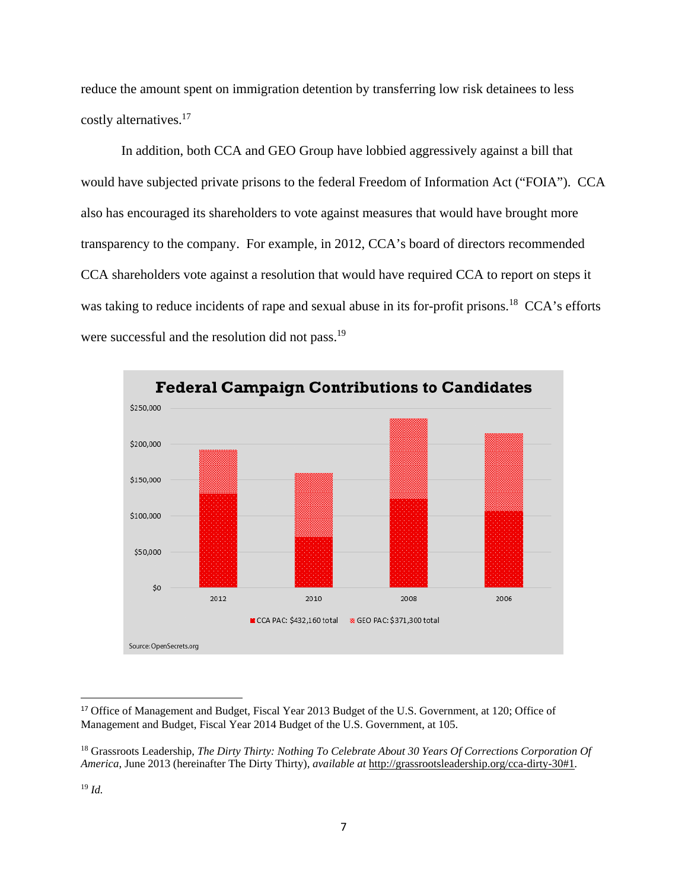reduce the amount spent on immigration detention by transferring low risk detainees to less costly alternatives.[17]

In addition, both CCA and GEO Group have lobbied aggressively against a bill that would have subjected private prisons to the federal Freedom of Information Act ("FOIA"). CCA also has encouraged its shareholders to vote against measures that would have brought more transparency to the company. For example, in 2012, CCA's board of directors recommended CCA shareholders vote against a resolution that would have required CCA to report on steps it was taking to reduce incidents of rape and sexual abuse in its for-profit prisons.[18] CCA's efforts were successful and the resolution did not pass.[19]

**Federal Campaign Contributions to Candidates**

$250,000
$200,000
$150,000
$100,000
$50,000
$0

2012 2010 2008 2006

CCA PAC: $432,160 total GEO PAC: $371,300 total

Source: OpenSecrets.org

---

[17] Office of Management and Budget, Fiscal Year 2013 Budget of the U.S. Government, at 120; Office of Management and Budget, Fiscal Year 2014 Budget of the U.S. Government, at 105.

[18] Grassroots Leadership, *The Dirty Thirty: Nothing To Celebrate About 30 Years Of Corrections Corporation Of America*, June 2013 (hereinafter The Dirty Thirty), *available at* http://grassrootsleadership.org/cca-dirty-30#1.

[19] *Id.*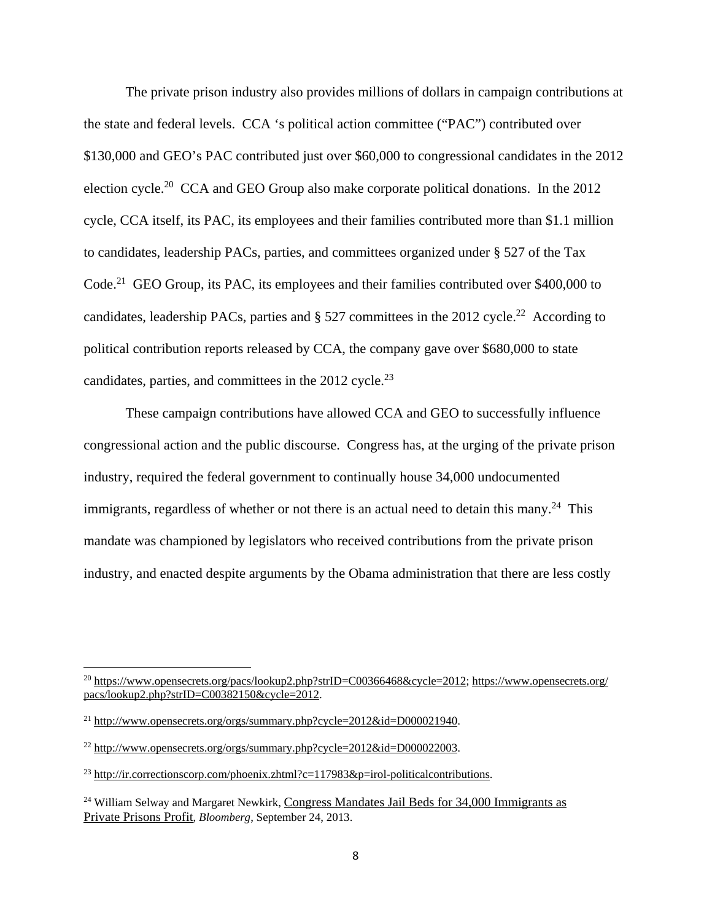The private prison industry also provides millions of dollars in campaign contributions at the state and federal levels. CCA 's political action committee ("PAC") contributed over $130,000 and GEO's PAC contributed just over $60,000 to congressional candidates in the 2012 election cycle.[20] CCA and GEO Group also make corporate political donations. In the 2012 cycle, CCA itself, its PAC, its employees and their families contributed more than $1.1 million to candidates, leadership PACs, parties, and committees organized under § 527 of the Tax Code.[21] GEO Group, its PAC, its employees and their families contributed over $400,000 to candidates, leadership PACs, parties and § 527 committees in the 2012 cycle.[22] According to political contribution reports released by CCA, the company gave over $680,000 to state candidates, parties, and committees in the 2012 cycle.[23]

These campaign contributions have allowed CCA and GEO to successfully influence congressional action and the public discourse. Congress has, at the urging of the private prison industry, required the federal government to continually house 34,000 undocumented immigrants, regardless of whether or not there is an actual need to detain this many.[24] This mandate was championed by legislators who received contributions from the private prison industry, and enacted despite arguments by the Obama administration that there are less costly

---

[20] https://www.opensecrets.org/pacs/lookup2.php?strID=C00366468&cycle=2012; https://www.opensecrets.org/pacs/lookup2.php?strID=C00382150&cycle=2012.

[21] http://www.opensecrets.org/orgs/summary.php?cycle=2012&id=D000021940.

[22] http://www.opensecrets.org/orgs/summary.php?cycle=2012&id=D000022003.

[23] http://ir.correctionscorp.com/phoenix.zhtml?c=117983&p=irol-politicalcontributions.

[24] William Selway and Margaret Newkirk, Congress Mandates Jail Beds for 34,000 Immigrants as Private Prisons Profit, *Bloomberg*, September 24, 2013.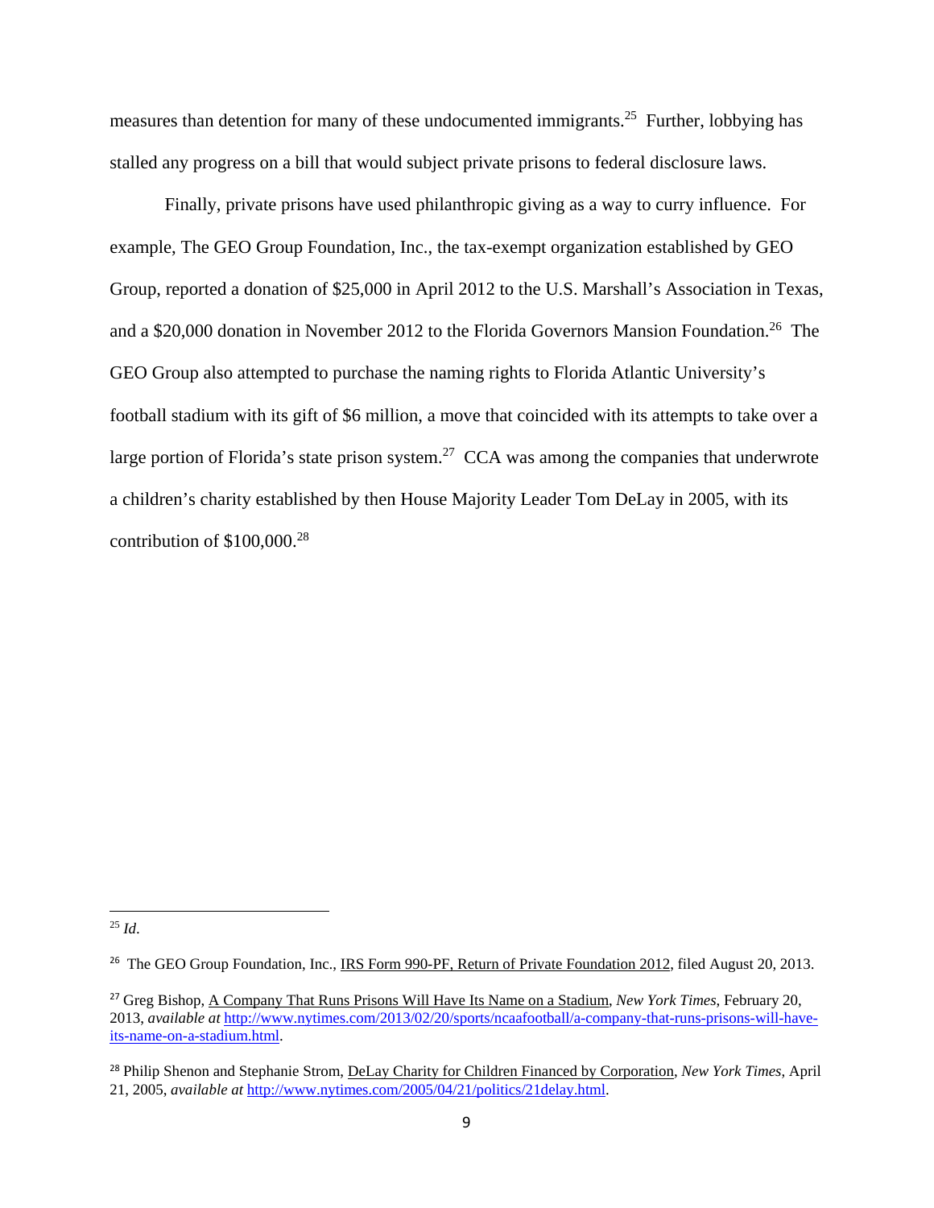measures than detention for many of these undocumented immigrants.[25] Further, lobbying has stalled any progress on a bill that would subject private prisons to federal disclosure laws.

Finally, private prisons have used philanthropic giving as a way to curry influence. For example, The GEO Group Foundation, Inc., the tax-exempt organization established by GEO Group, reported a donation of $25,000 in April 2012 to the U.S. Marshall's Association in Texas, and a $20,000 donation in November 2012 to the Florida Governors Mansion Foundation.[26] The GEO Group also attempted to purchase the naming rights to Florida Atlantic University's football stadium with its gift of $6 million, a move that coincided with its attempts to take over a large portion of Florida's state prison system.[27] CCA was among the companies that underwrote a children's charity established by then House Majority Leader Tom DeLay in 2005, with its contribution of $100,000.[28]

---

[25] *Id.*

[26] The GEO Group Foundation, Inc., IRS Form 990-PF, Return of Private Foundation 2012, filed August 20, 2013.

[27] Greg Bishop, A Company That Runs Prisons Will Have Its Name on a Stadium, *New York Times*, February 20, 2013, *available at* http://www.nytimes.com/2013/02/20/sports/ncaafootball/a-company-that-runs-prisons-will-have-its-name-on-a-stadium.html.

[28] Philip Shenon and Stephanie Strom, DeLay Charity for Children Financed by Corporation, *New York Times*, April 21, 2005, *available at* http://www.nytimes.com/2005/04/21/politics/21delay.html.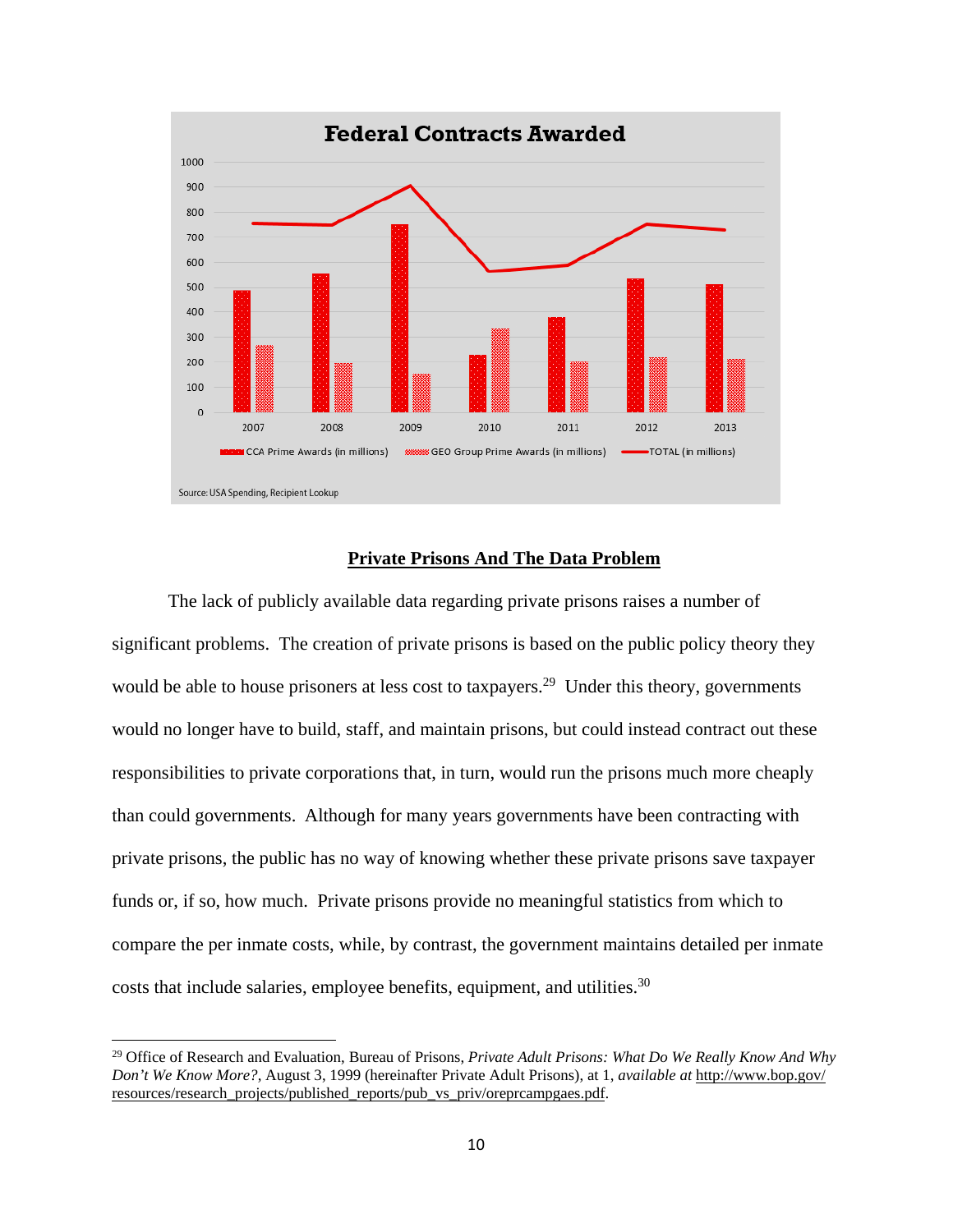**Federal Contracts Awarded**

Source: USA Spending, Recipient Lookup

## Private Prisons And The Data Problem

The lack of publicly available data regarding private prisons raises a number of significant problems. The creation of private prisons is based on the public policy theory they would be able to house prisoners at less cost to taxpayers.[29] Under this theory, governments would no longer have to build, staff, and maintain prisons, but could instead contract out these responsibilities to private corporations that, in turn, would run the prisons much more cheaply than could governments. Although for many years governments have been contracting with private prisons, the public has no way of knowing whether these private prisons save taxpayer funds or, if so, how much. Private prisons provide no meaningful statistics from which to compare the per inmate costs, while, by contrast, the government maintains detailed per inmate costs that include salaries, employee benefits, equipment, and utilities.[30]

---

[29] Office of Research and Evaluation, Bureau of Prisons, *Private Adult Prisons: What Do We Really Know And Why Don't We Know More?*, August 3, 1999 (hereinafter Private Adult Prisons), at 1, *available at* http://www.bop.gov/resources/research_projects/published_reports/pub_vs_priv/oreprcampgaes.pdf.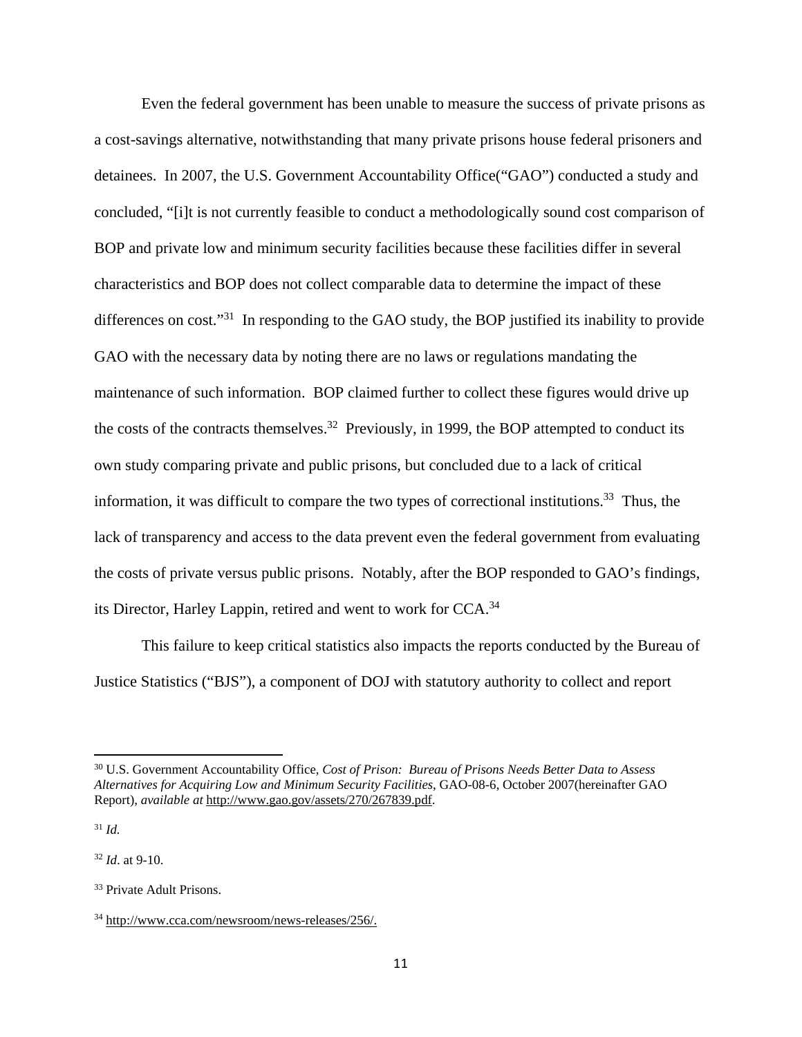Even the federal government has been unable to measure the success of private prisons as a cost-savings alternative, notwithstanding that many private prisons house federal prisoners and detainees. In 2007, the U.S. Government Accountability Office("GAO") conducted a study and concluded, "[i]t is not currently feasible to conduct a methodologically sound cost comparison of BOP and private low and minimum security facilities because these facilities differ in several characteristics and BOP does not collect comparable data to determine the impact of these differences on cost."[31] In responding to the GAO study, the BOP justified its inability to provide GAO with the necessary data by noting there are no laws or regulations mandating the maintenance of such information. BOP claimed further to collect these figures would drive up the costs of the contracts themselves.[32] Previously, in 1999, the BOP attempted to conduct its own study comparing private and public prisons, but concluded due to a lack of critical information, it was difficult to compare the two types of correctional institutions.[33] Thus, the lack of transparency and access to the data prevent even the federal government from evaluating the costs of private versus public prisons. Notably, after the BOP responded to GAO's findings, its Director, Harley Lappin, retired and went to work for CCA.[34]

This failure to keep critical statistics also impacts the reports conducted by the Bureau of Justice Statistics ("BJS"), a component of DOJ with statutory authority to collect and report

---

[30] U.S. Government Accountability Office, *Cost of Prison: Bureau of Prisons Needs Better Data to Assess Alternatives for Acquiring Low and Minimum Security Facilities*, GAO-08-6, October 2007(hereinafter GAO Report), *available at* http://www.gao.gov/assets/270/267839.pdf.

[31] *Id.*

[32] *Id*. at 9-10.

[33] Private Adult Prisons.

[34] http://www.cca.com/newsroom/news-releases/256/.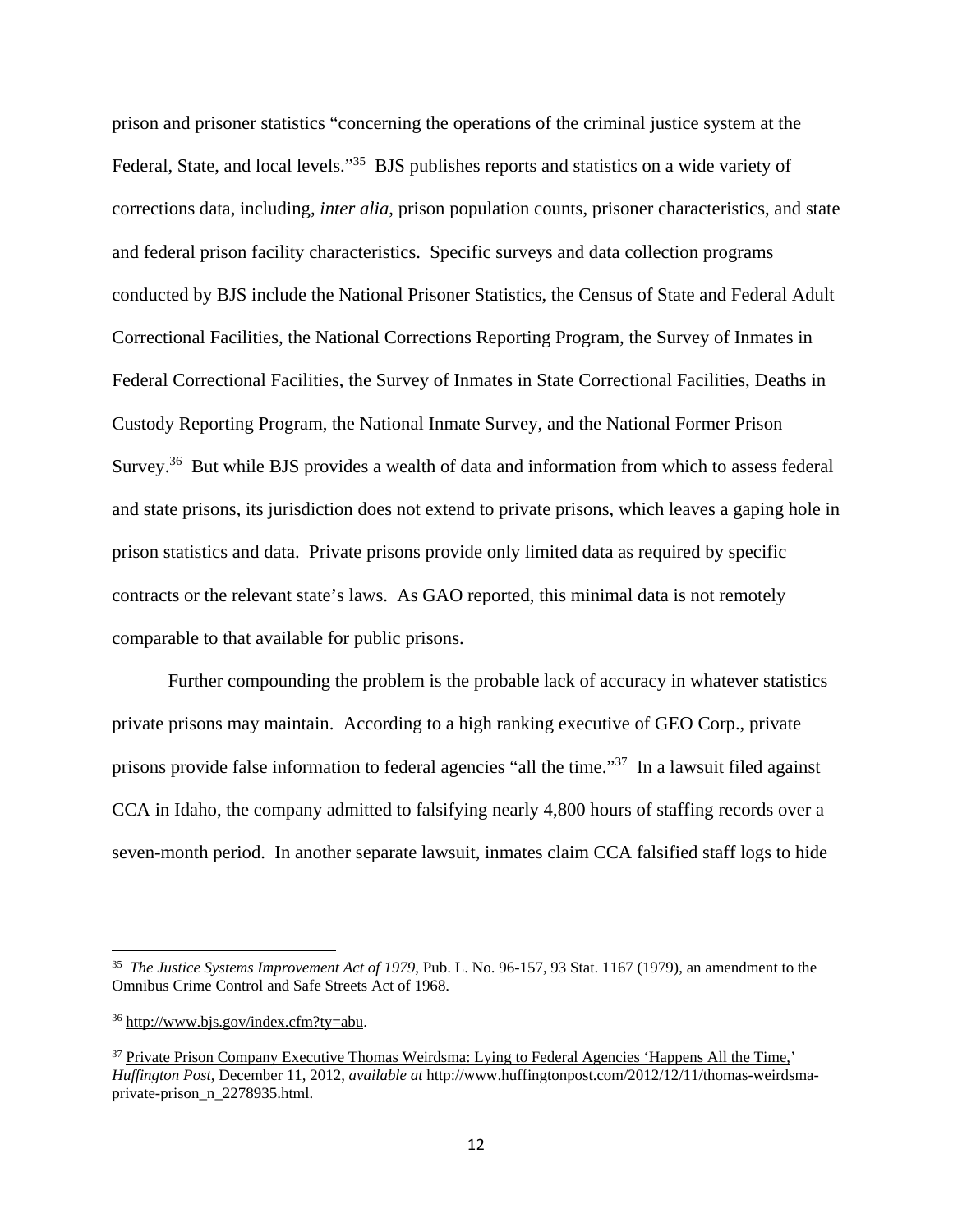prison and prisoner statistics "concerning the operations of the criminal justice system at the Federal, State, and local levels."[35] BJS publishes reports and statistics on a wide variety of corrections data, including, *inter alia*, prison population counts, prisoner characteristics, and state and federal prison facility characteristics. Specific surveys and data collection programs conducted by BJS include the National Prisoner Statistics, the Census of State and Federal Adult Correctional Facilities, the National Corrections Reporting Program, the Survey of Inmates in Federal Correctional Facilities, the Survey of Inmates in State Correctional Facilities, Deaths in Custody Reporting Program, the National Inmate Survey, and the National Former Prison Survey.[36] But while BJS provides a wealth of data and information from which to assess federal and state prisons, its jurisdiction does not extend to private prisons, which leaves a gaping hole in prison statistics and data. Private prisons provide only limited data as required by specific contracts or the relevant state's laws. As GAO reported, this minimal data is not remotely comparable to that available for public prisons.

Further compounding the problem is the probable lack of accuracy in whatever statistics private prisons may maintain. According to a high ranking executive of GEO Corp., private prisons provide false information to federal agencies "all the time."[37] In a lawsuit filed against CCA in Idaho, the company admitted to falsifying nearly 4,800 hours of staffing records over a seven-month period. In another separate lawsuit, inmates claim CCA falsified staff logs to hide

---

[35] *The Justice Systems Improvement Act of 1979*, Pub. L. No. 96-157, 93 Stat. 1167 (1979), an amendment to the Omnibus Crime Control and Safe Streets Act of 1968.

[36] http://www.bjs.gov/index.cfm?ty=abu.

[37] Private Prison Company Executive Thomas Weirdsma: Lying to Federal Agencies 'Happens All the Time,' *Huffington Post*, December 11, 2012, *available at* http://www.huffingtonpost.com/2012/12/11/thomas-weirdsma-private-prison_n_2278935.html.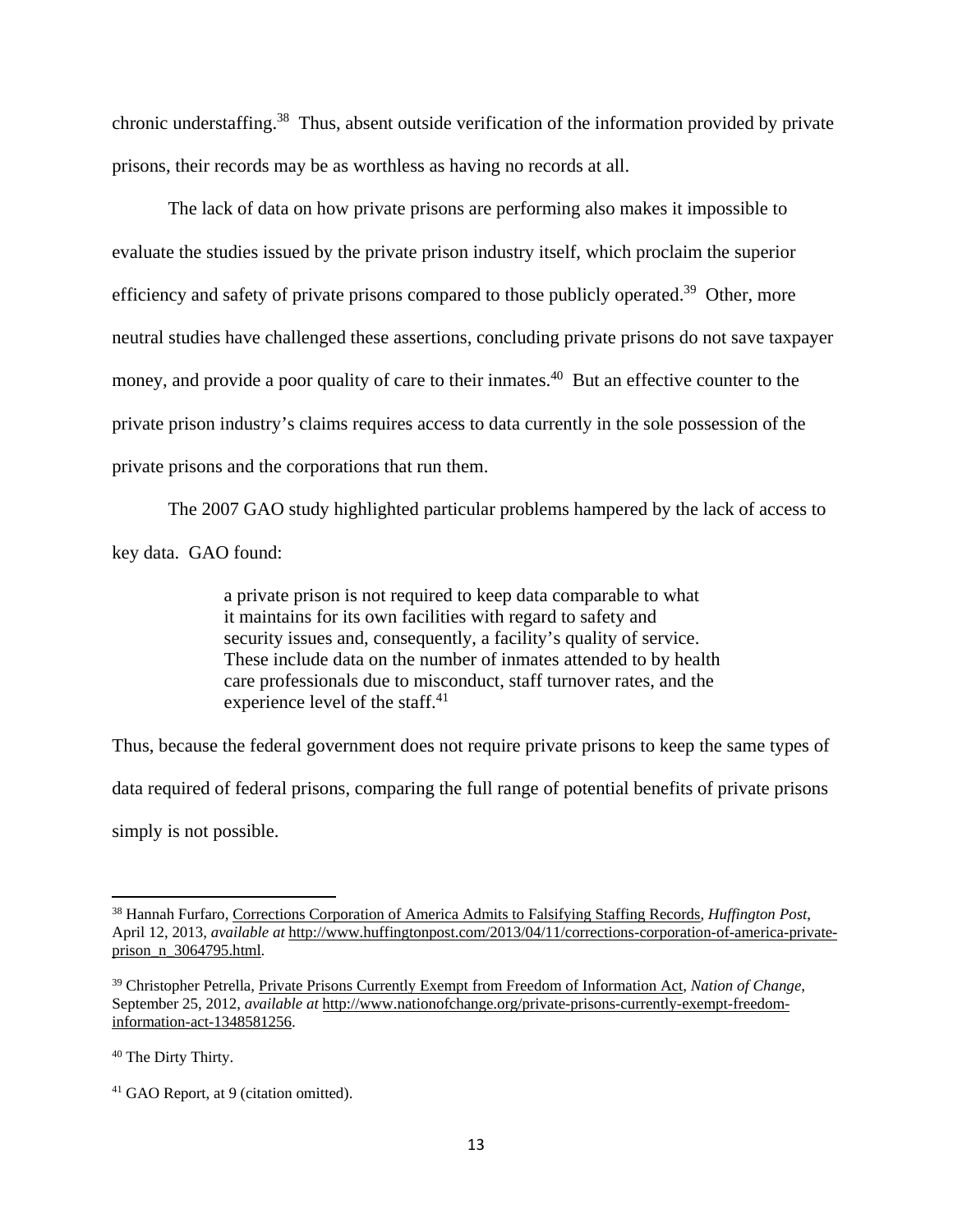chronic understaffing.[38] Thus, absent outside verification of the information provided by private prisons, their records may be as worthless as having no records at all.

The lack of data on how private prisons are performing also makes it impossible to evaluate the studies issued by the private prison industry itself, which proclaim the superior efficiency and safety of private prisons compared to those publicly operated.[39] Other, more neutral studies have challenged these assertions, concluding private prisons do not save taxpayer money, and provide a poor quality of care to their inmates.[40] But an effective counter to the private prison industry's claims requires access to data currently in the sole possession of the private prisons and the corporations that run them.

The 2007 GAO study highlighted particular problems hampered by the lack of access to key data. GAO found:

> a private prison is not required to keep data comparable to what it maintains for its own facilities with regard to safety and security issues and, consequently, a facility's quality of service. These include data on the number of inmates attended to by health care professionals due to misconduct, staff turnover rates, and the experience level of the staff.[41]

Thus, because the federal government does not require private prisons to keep the same types of data required of federal prisons, comparing the full range of potential benefits of private prisons simply is not possible.

---

[38] Hannah Furfaro, Corrections Corporation of America Admits to Falsifying Staffing Records, *Huffington Post*, April 12, 2013, *available at* http://www.huffingtonpost.com/2013/04/11/corrections-corporation-of-america-private-prison_n_3064795.html.

[39] Christopher Petrella, Private Prisons Currently Exempt from Freedom of Information Act, *Nation of Change*, September 25, 2012, *available at* http://www.nationofchange.org/private-prisons-currently-exempt-freedom-information-act-1348581256.

[40] The Dirty Thirty.

[41] GAO Report, at 9 (citation omitted).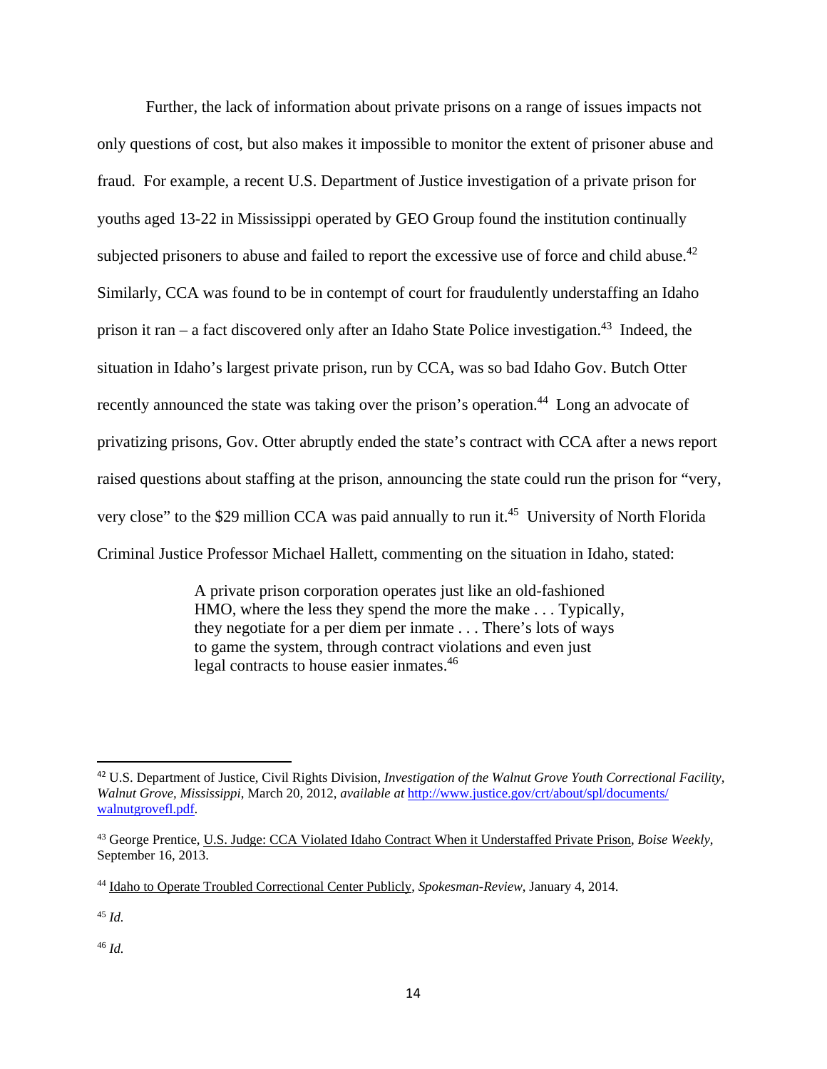Further, the lack of information about private prisons on a range of issues impacts not only questions of cost, but also makes it impossible to monitor the extent of prisoner abuse and fraud. For example, a recent U.S. Department of Justice investigation of a private prison for youths aged 13-22 in Mississippi operated by GEO Group found the institution continually subjected prisoners to abuse and failed to report the excessive use of force and child abuse.[42] Similarly, CCA was found to be in contempt of court for fraudulently understaffing an Idaho prison it ran – a fact discovered only after an Idaho State Police investigation.[43] Indeed, the situation in Idaho's largest private prison, run by CCA, was so bad Idaho Gov. Butch Otter recently announced the state was taking over the prison's operation.[44] Long an advocate of privatizing prisons, Gov. Otter abruptly ended the state's contract with CCA after a news report raised questions about staffing at the prison, announcing the state could run the prison for "very, very close" to the $29 million CCA was paid annually to run it.[45] University of North Florida Criminal Justice Professor Michael Hallett, commenting on the situation in Idaho, stated:

> A private prison corporation operates just like an old-fashioned HMO, where the less they spend the more the make . . . Typically, they negotiate for a per diem per inmate . . . There's lots of ways to game the system, through contract violations and even just legal contracts to house easier inmates.[46]

---

[42] U.S. Department of Justice, Civil Rights Division, *Investigation of the Walnut Grove Youth Correctional Facility, Walnut Grove, Mississippi*, March 20, 2012, *available at* http://www.justice.gov/crt/about/spl/documents/walnutgrovefl.pdf.

[43] George Prentice, U.S. Judge: CCA Violated Idaho Contract When it Understaffed Private Prison, *Boise Weekly*, September 16, 2013.

[44] Idaho to Operate Troubled Correctional Center Publicly, *Spokesman-Review*, January 4, 2014.

[45] *Id.*

[46] *Id.*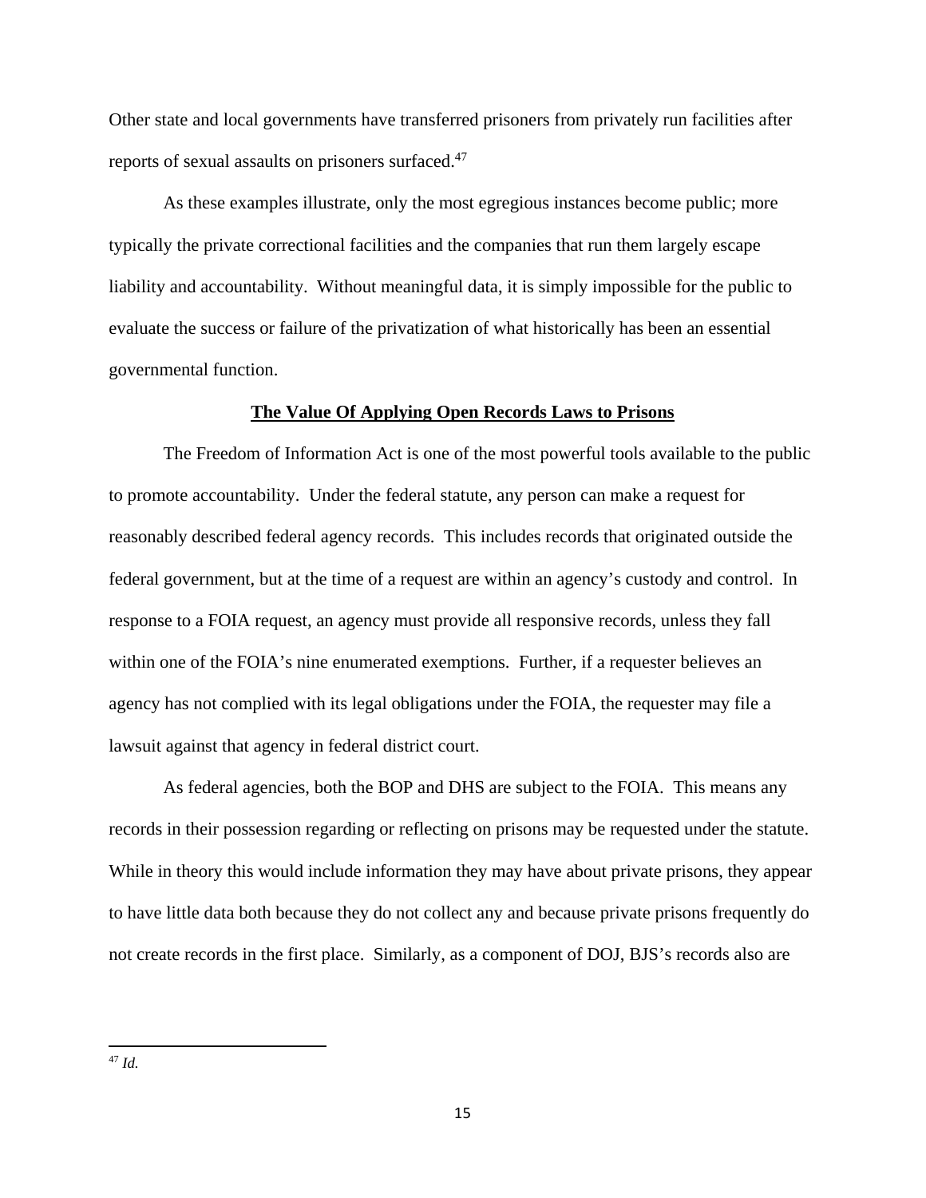Other state and local governments have transferred prisoners from privately run facilities after reports of sexual assaults on prisoners surfaced.[47]

As these examples illustrate, only the most egregious instances become public; more typically the private correctional facilities and the companies that run them largely escape liability and accountability. Without meaningful data, it is simply impossible for the public to evaluate the success or failure of the privatization of what historically has been an essential governmental function.

## **The Value Of Applying Open Records Laws to Prisons**

The Freedom of Information Act is one of the most powerful tools available to the public to promote accountability. Under the federal statute, any person can make a request for reasonably described federal agency records. This includes records that originated outside the federal government, but at the time of a request are within an agency's custody and control. In response to a FOIA request, an agency must provide all responsive records, unless they fall within one of the FOIA's nine enumerated exemptions. Further, if a requester believes an agency has not complied with its legal obligations under the FOIA, the requester may file a lawsuit against that agency in federal district court.

As federal agencies, both the BOP and DHS are subject to the FOIA. This means any records in their possession regarding or reflecting on prisons may be requested under the statute. While in theory this would include information they may have about private prisons, they appear to have little data both because they do not collect any and because private prisons frequently do not create records in the first place. Similarly, as a component of DOJ, BJS's records also are

---

[47] *Id.*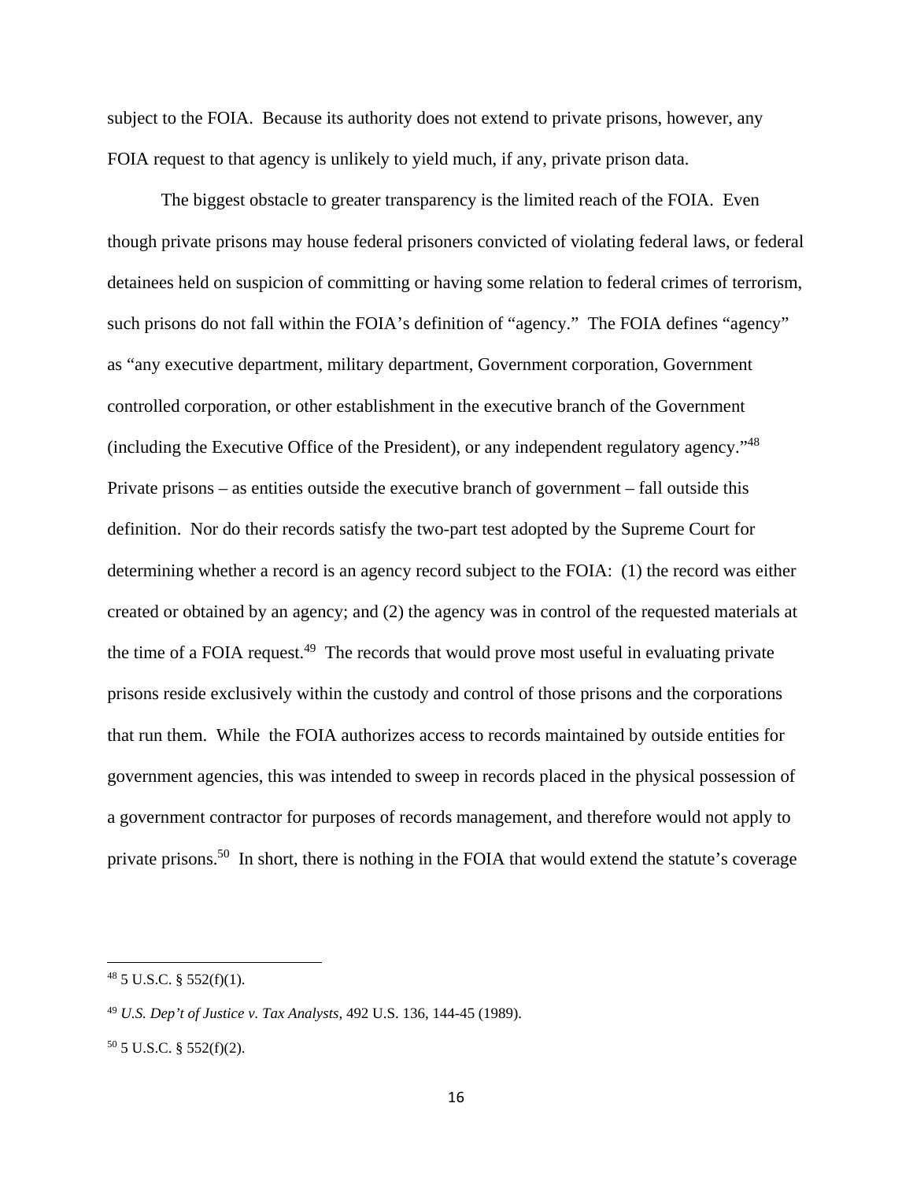subject to the FOIA. Because its authority does not extend to private prisons, however, any FOIA request to that agency is unlikely to yield much, if any, private prison data.

The biggest obstacle to greater transparency is the limited reach of the FOIA. Even though private prisons may house federal prisoners convicted of violating federal laws, or federal detainees held on suspicion of committing or having some relation to federal crimes of terrorism, such prisons do not fall within the FOIA's definition of "agency." The FOIA defines "agency" as "any executive department, military department, Government corporation, Government controlled corporation, or other establishment in the executive branch of the Government (including the Executive Office of the President), or any independent regulatory agency."[48] Private prisons – as entities outside the executive branch of government – fall outside this definition. Nor do their records satisfy the two-part test adopted by the Supreme Court for determining whether a record is an agency record subject to the FOIA: (1) the record was either created or obtained by an agency; and (2) the agency was in control of the requested materials at the time of a FOIA request.[49] The records that would prove most useful in evaluating private prisons reside exclusively within the custody and control of those prisons and the corporations that run them. While the FOIA authorizes access to records maintained by outside entities for government agencies, this was intended to sweep in records placed in the physical possession of a government contractor for purposes of records management, and therefore would not apply to private prisons.[50] In short, there is nothing in the FOIA that would extend the statute's coverage

---

[48] 5 U.S.C. § 552(f)(1).

[49] *U.S. Dep't of Justice v. Tax Analysts*, 492 U.S. 136, 144-45 (1989).

[50] 5 U.S.C. § 552(f)(2).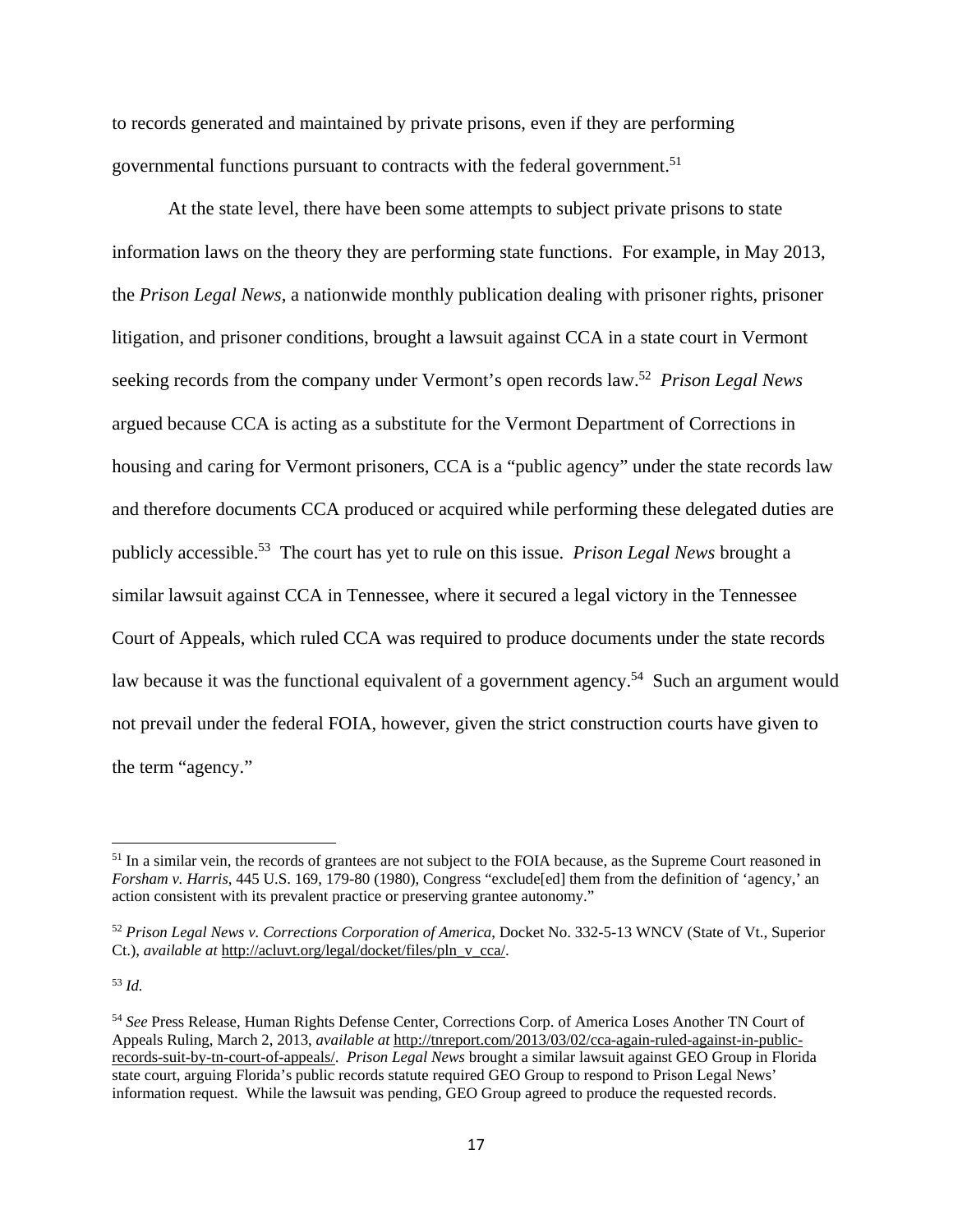to records generated and maintained by private prisons, even if they are performing governmental functions pursuant to contracts with the federal government.[51]

At the state level, there have been some attempts to subject private prisons to state information laws on the theory they are performing state functions. For example, in May 2013, the *Prison Legal News*, a nationwide monthly publication dealing with prisoner rights, prisoner litigation, and prisoner conditions, brought a lawsuit against CCA in a state court in Vermont seeking records from the company under Vermont's open records law.[52] *Prison Legal News* argued because CCA is acting as a substitute for the Vermont Department of Corrections in housing and caring for Vermont prisoners, CCA is a "public agency" under the state records law and therefore documents CCA produced or acquired while performing these delegated duties are publicly accessible.[53] The court has yet to rule on this issue. *Prison Legal News* brought a similar lawsuit against CCA in Tennessee, where it secured a legal victory in the Tennessee Court of Appeals, which ruled CCA was required to produce documents under the state records law because it was the functional equivalent of a government agency.[54] Such an argument would not prevail under the federal FOIA, however, given the strict construction courts have given to the term "agency."

---

[51] In a similar vein, the records of grantees are not subject to the FOIA because, as the Supreme Court reasoned in *Forsham v. Harris*, 445 U.S. 169, 179-80 (1980), Congress "exclude[ed] them from the definition of 'agency,' an action consistent with its prevalent practice or preserving grantee autonomy."

[52] *Prison Legal News v. Corrections Corporation of America*, Docket No. 332-5-13 WNCV (State of Vt., Superior Ct.), *available at* http://acluvt.org/legal/docket/files/pln_v_cca/.

[53] *Id.*

[54] *See* Press Release, Human Rights Defense Center, Corrections Corp. of America Loses Another TN Court of Appeals Ruling, March 2, 2013, *available at* http://tnreport.com/2013/03/02/cca-again-ruled-against-in-public-records-suit-by-tn-court-of-appeals/. *Prison Legal News* brought a similar lawsuit against GEO Group in Florida state court, arguing Florida's public records statute required GEO Group to respond to Prison Legal News' information request. While the lawsuit was pending, GEO Group agreed to produce the requested records.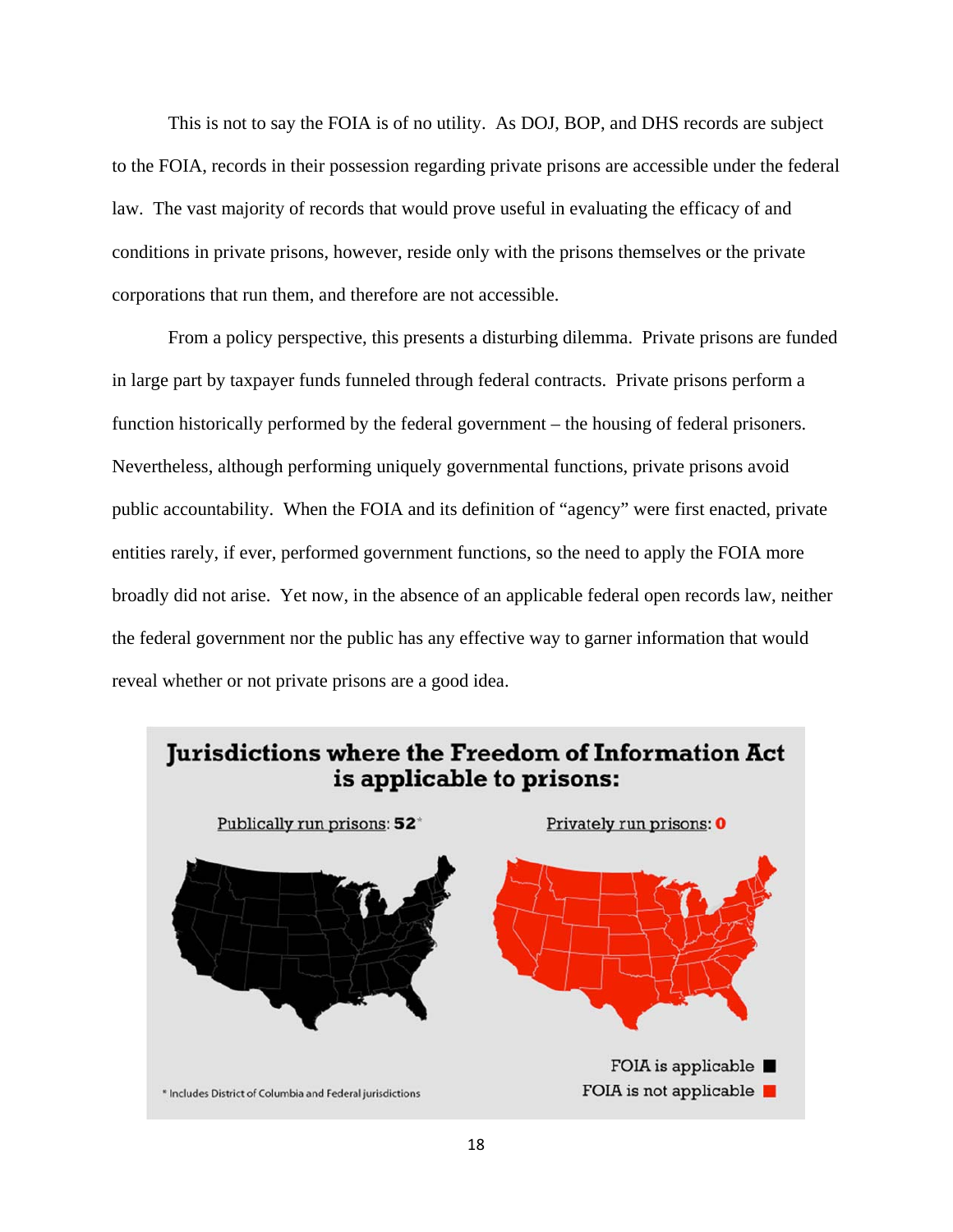This is not to say the FOIA is of no utility. As DOJ, BOP, and DHS records are subject to the FOIA, records in their possession regarding private prisons are accessible under the federal law. The vast majority of records that would prove useful in evaluating the efficacy of and conditions in private prisons, however, reside only with the prisons themselves or the private corporations that run them, and therefore are not accessible.

From a policy perspective, this presents a disturbing dilemma. Private prisons are funded in large part by taxpayer funds funneled through federal contracts. Private prisons perform a function historically performed by the federal government – the housing of federal prisoners. Nevertheless, although performing uniquely governmental functions, private prisons avoid public accountability. When the FOIA and its definition of "agency" were first enacted, private entities rarely, if ever, performed government functions, so the need to apply the FOIA more broadly did not arise. Yet now, in the absence of an applicable federal open records law, neither the federal government nor the public has any effective way to garner information that would reveal whether or not private prisons are a good idea.

**Jurisdictions where the Freedom of Information Act is applicable to prisons:**

Publically run prisons: **52***

Privately run prisons: **0**

FOIA is applicable ■

FOIA is not applicable ■

* Includes District of Columbia and Federal jurisdictions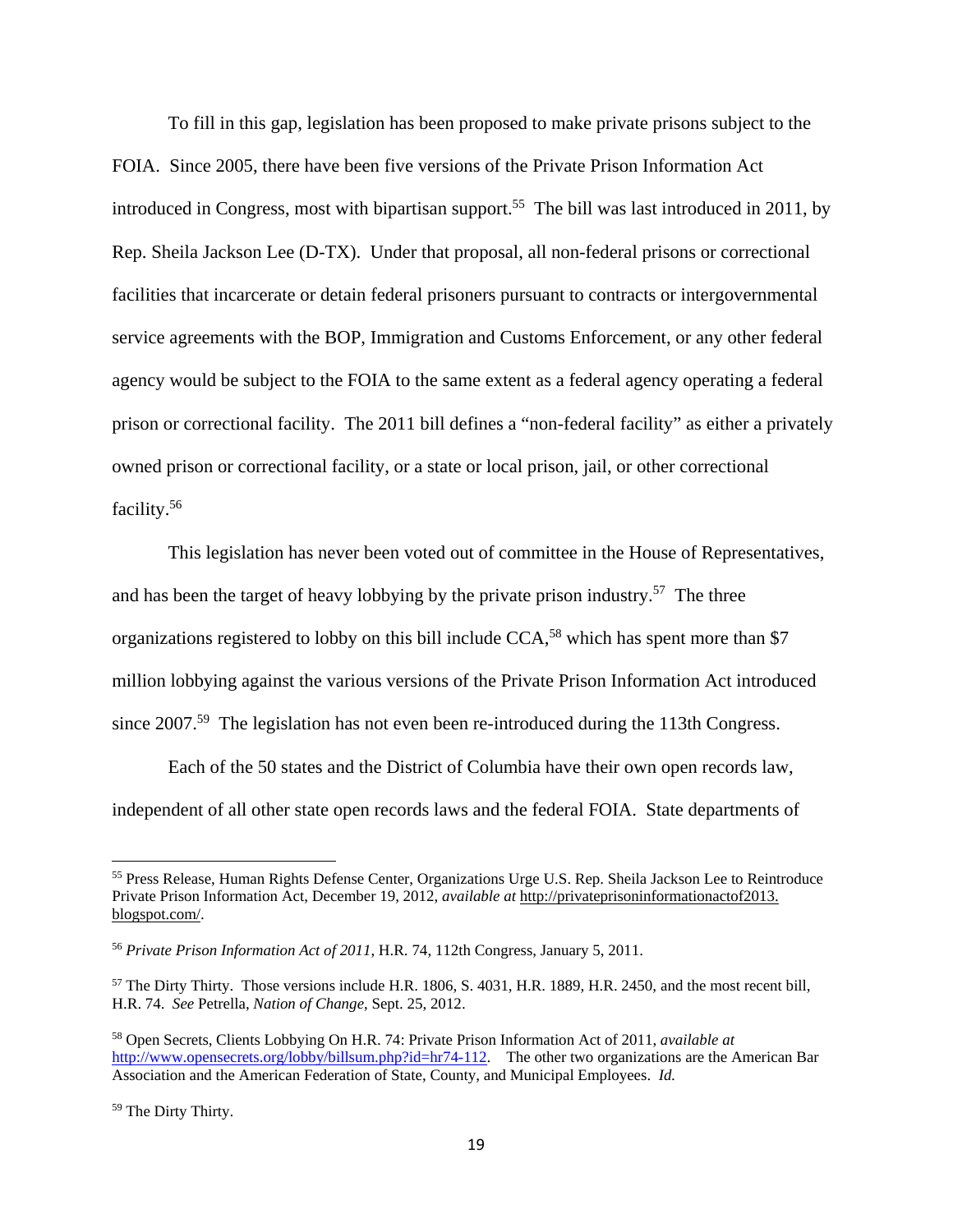To fill in this gap, legislation has been proposed to make private prisons subject to the FOIA. Since 2005, there have been five versions of the Private Prison Information Act introduced in Congress, most with bipartisan support.[55] The bill was last introduced in 2011, by Rep. Sheila Jackson Lee (D-TX). Under that proposal, all non-federal prisons or correctional facilities that incarcerate or detain federal prisoners pursuant to contracts or intergovernmental service agreements with the BOP, Immigration and Customs Enforcement, or any other federal agency would be subject to the FOIA to the same extent as a federal agency operating a federal prison or correctional facility. The 2011 bill defines a "non-federal facility" as either a privately owned prison or correctional facility, or a state or local prison, jail, or other correctional facility.[56]

This legislation has never been voted out of committee in the House of Representatives, and has been the target of heavy lobbying by the private prison industry.[57] The three organizations registered to lobby on this bill include CCA,[58] which has spent more than $7 million lobbying against the various versions of the Private Prison Information Act introduced since 2007.[59] The legislation has not even been re-introduced during the 113th Congress.

Each of the 50 states and the District of Columbia have their own open records law, independent of all other state open records laws and the federal FOIA. State departments of

---

[55] Press Release, Human Rights Defense Center, Organizations Urge U.S. Rep. Sheila Jackson Lee to Reintroduce Private Prison Information Act, December 19, 2012, *available at* http://privateprisoninformationactof2013.blogspot.com/.

[56] *Private Prison Information Act of 2011*, H.R. 74, 112th Congress, January 5, 2011.

[57] The Dirty Thirty. Those versions include H.R. 1806, S. 4031, H.R. 1889, H.R. 2450, and the most recent bill, H.R. 74. *See* Petrella, *Nation of Change*, Sept. 25, 2012.

[58] Open Secrets, Clients Lobbying On H.R. 74: Private Prison Information Act of 2011, *available at* http://www.opensecrets.org/lobby/billsum.php?id=hr74-112. The other two organizations are the American Bar Association and the American Federation of State, County, and Municipal Employees. *Id.*

[59] The Dirty Thirty.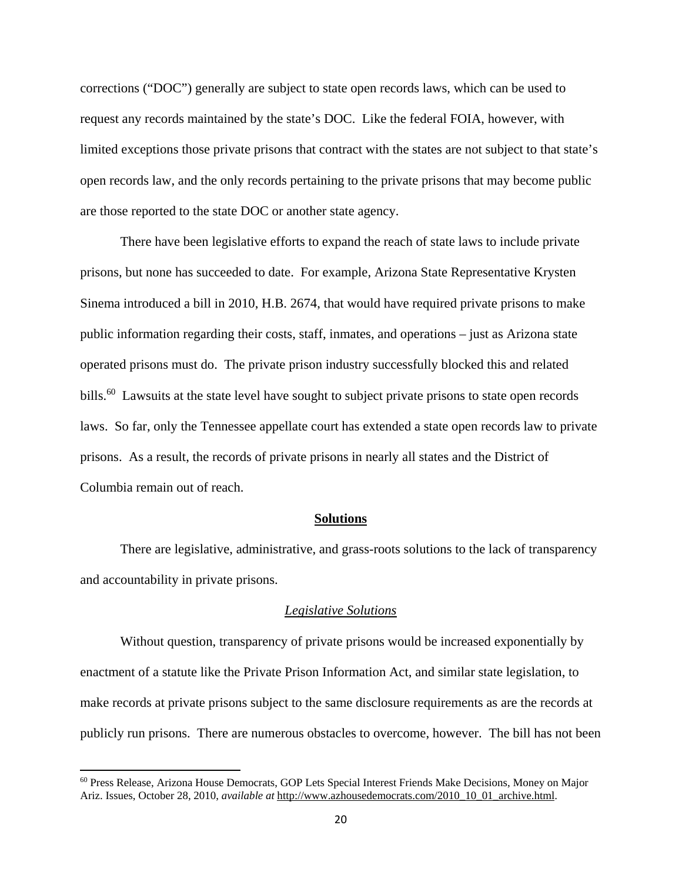corrections ("DOC") generally are subject to state open records laws, which can be used to request any records maintained by the state's DOC. Like the federal FOIA, however, with limited exceptions those private prisons that contract with the states are not subject to that state's open records law, and the only records pertaining to the private prisons that may become public are those reported to the state DOC or another state agency.

There have been legislative efforts to expand the reach of state laws to include private prisons, but none has succeeded to date. For example, Arizona State Representative Krysten Sinema introduced a bill in 2010, H.B. 2674, that would have required private prisons to make public information regarding their costs, staff, inmates, and operations – just as Arizona state operated prisons must do. The private prison industry successfully blocked this and related bills.[60] Lawsuits at the state level have sought to subject private prisons to state open records laws. So far, only the Tennessee appellate court has extended a state open records law to private prisons. As a result, the records of private prisons in nearly all states and the District of Columbia remain out of reach.

## Solutions

There are legislative, administrative, and grass-roots solutions to the lack of transparency and accountability in private prisons.

### *Legislative Solutions*

Without question, transparency of private prisons would be increased exponentially by enactment of a statute like the Private Prison Information Act, and similar state legislation, to make records at private prisons subject to the same disclosure requirements as are the records at publicly run prisons. There are numerous obstacles to overcome, however. The bill has not been

---

[60] Press Release, Arizona House Democrats, GOP Lets Special Interest Friends Make Decisions, Money on Major Ariz. Issues, October 28, 2010, *available at* http://www.azhousedemocrats.com/2010_10_01_archive.html.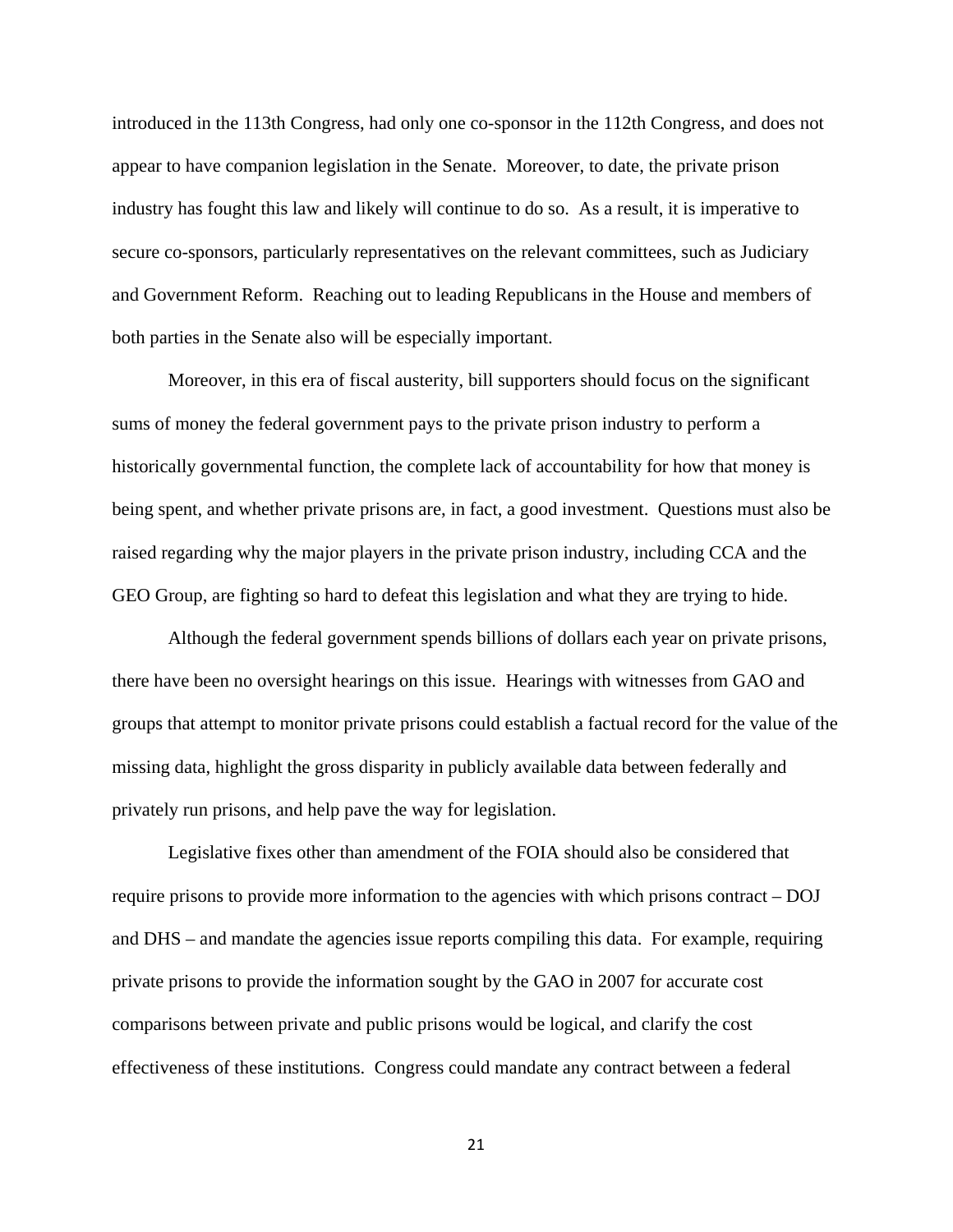introduced in the 113th Congress, had only one co-sponsor in the 112th Congress, and does not appear to have companion legislation in the Senate. Moreover, to date, the private prison industry has fought this law and likely will continue to do so. As a result, it is imperative to secure co-sponsors, particularly representatives on the relevant committees, such as Judiciary and Government Reform. Reaching out to leading Republicans in the House and members of both parties in the Senate also will be especially important.

Moreover, in this era of fiscal austerity, bill supporters should focus on the significant sums of money the federal government pays to the private prison industry to perform a historically governmental function, the complete lack of accountability for how that money is being spent, and whether private prisons are, in fact, a good investment. Questions must also be raised regarding why the major players in the private prison industry, including CCA and the GEO Group, are fighting so hard to defeat this legislation and what they are trying to hide.

Although the federal government spends billions of dollars each year on private prisons, there have been no oversight hearings on this issue. Hearings with witnesses from GAO and groups that attempt to monitor private prisons could establish a factual record for the value of the missing data, highlight the gross disparity in publicly available data between federally and privately run prisons, and help pave the way for legislation.

Legislative fixes other than amendment of the FOIA should also be considered that require prisons to provide more information to the agencies with which prisons contract – DOJ and DHS – and mandate the agencies issue reports compiling this data. For example, requiring private prisons to provide the information sought by the GAO in 2007 for accurate cost comparisons between private and public prisons would be logical, and clarify the cost effectiveness of these institutions. Congress could mandate any contract between a federal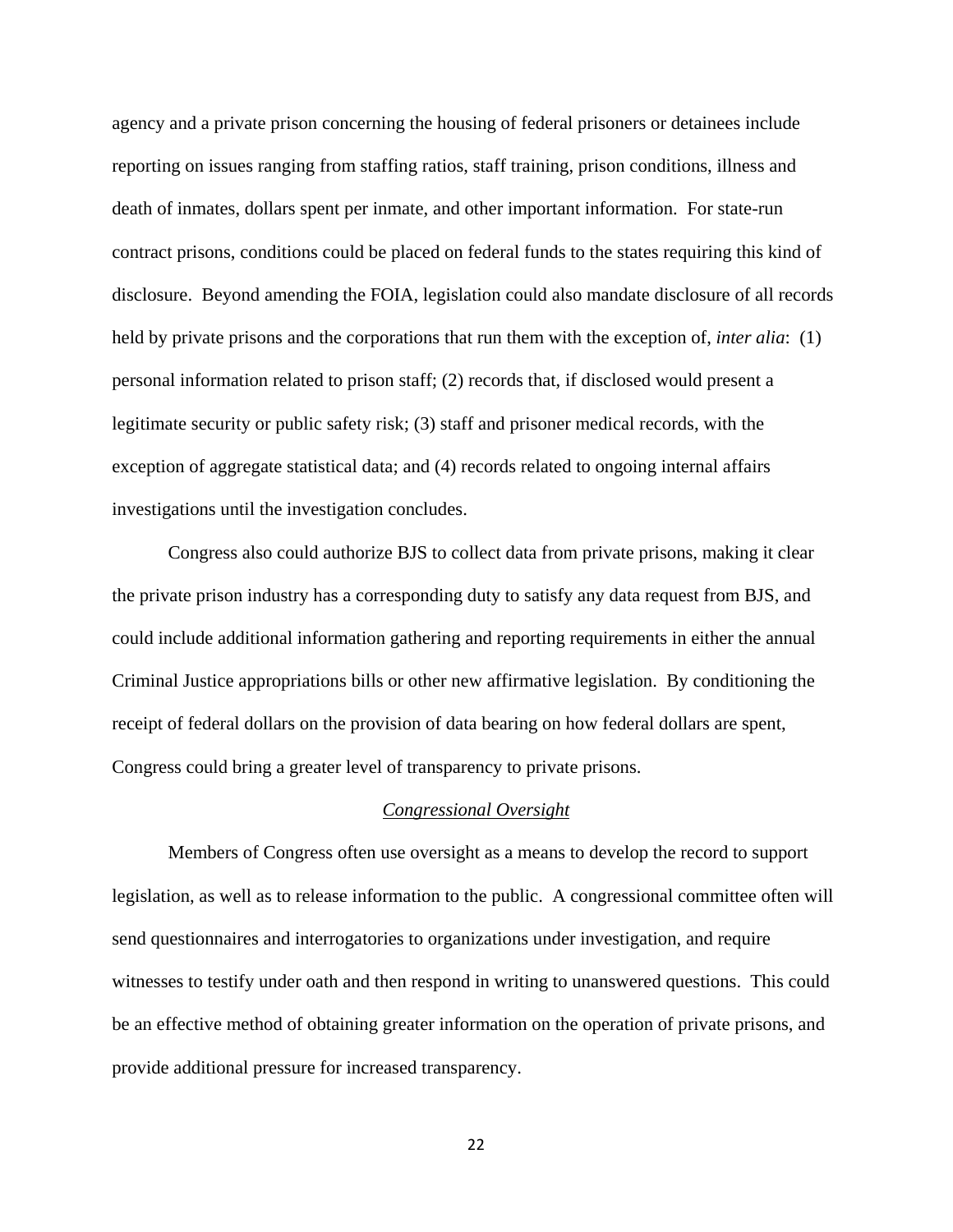agency and a private prison concerning the housing of federal prisoners or detainees include reporting on issues ranging from staffing ratios, staff training, prison conditions, illness and death of inmates, dollars spent per inmate, and other important information. For state-run contract prisons, conditions could be placed on federal funds to the states requiring this kind of disclosure. Beyond amending the FOIA, legislation could also mandate disclosure of all records held by private prisons and the corporations that run them with the exception of, *inter alia*: (1) personal information related to prison staff; (2) records that, if disclosed would present a legitimate security or public safety risk; (3) staff and prisoner medical records, with the exception of aggregate statistical data; and (4) records related to ongoing internal affairs investigations until the investigation concludes.

Congress also could authorize BJS to collect data from private prisons, making it clear the private prison industry has a corresponding duty to satisfy any data request from BJS, and could include additional information gathering and reporting requirements in either the annual Criminal Justice appropriations bills or other new affirmative legislation. By conditioning the receipt of federal dollars on the provision of data bearing on how federal dollars are spent, Congress could bring a greater level of transparency to private prisons.

### *Congressional Oversight*

Members of Congress often use oversight as a means to develop the record to support legislation, as well as to release information to the public. A congressional committee often will send questionnaires and interrogatories to organizations under investigation, and require witnesses to testify under oath and then respond in writing to unanswered questions. This could be an effective method of obtaining greater information on the operation of private prisons, and provide additional pressure for increased transparency.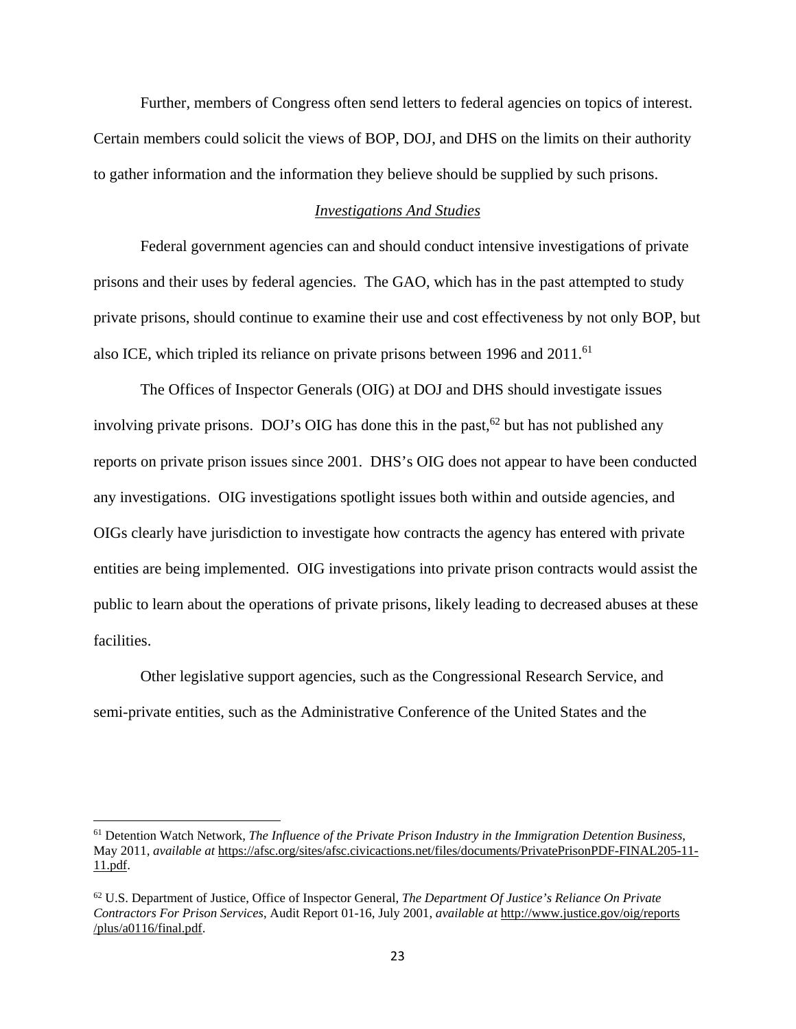Further, members of Congress often send letters to federal agencies on topics of interest. Certain members could solicit the views of BOP, DOJ, and DHS on the limits on their authority to gather information and the information they believe should be supplied by such prisons.

*Investigations And Studies*

Federal government agencies can and should conduct intensive investigations of private prisons and their uses by federal agencies. The GAO, which has in the past attempted to study private prisons, should continue to examine their use and cost effectiveness by not only BOP, but also ICE, which tripled its reliance on private prisons between 1996 and 2011.[61]

The Offices of Inspector Generals (OIG) at DOJ and DHS should investigate issues involving private prisons. DOJ's OIG has done this in the past,[62] but has not published any reports on private prison issues since 2001. DHS's OIG does not appear to have been conducted any investigations. OIG investigations spotlight issues both within and outside agencies, and OIGs clearly have jurisdiction to investigate how contracts the agency has entered with private entities are being implemented. OIG investigations into private prison contracts would assist the public to learn about the operations of private prisons, likely leading to decreased abuses at these facilities.

Other legislative support agencies, such as the Congressional Research Service, and semi-private entities, such as the Administrative Conference of the United States and the

---

[61] Detention Watch Network, *The Influence of the Private Prison Industry in the Immigration Detention Business*, May 2011, *available at* https://afsc.org/sites/afsc.civicactions.net/files/documents/PrivatePrisonPDF-FINAL205-11-11.pdf.

[62] U.S. Department of Justice, Office of Inspector General, *The Department Of Justice's Reliance On Private Contractors For Prison Services*, Audit Report 01-16, July 2001, *available at* http://www.justice.gov/oig/reports/plus/a0116/final.pdf.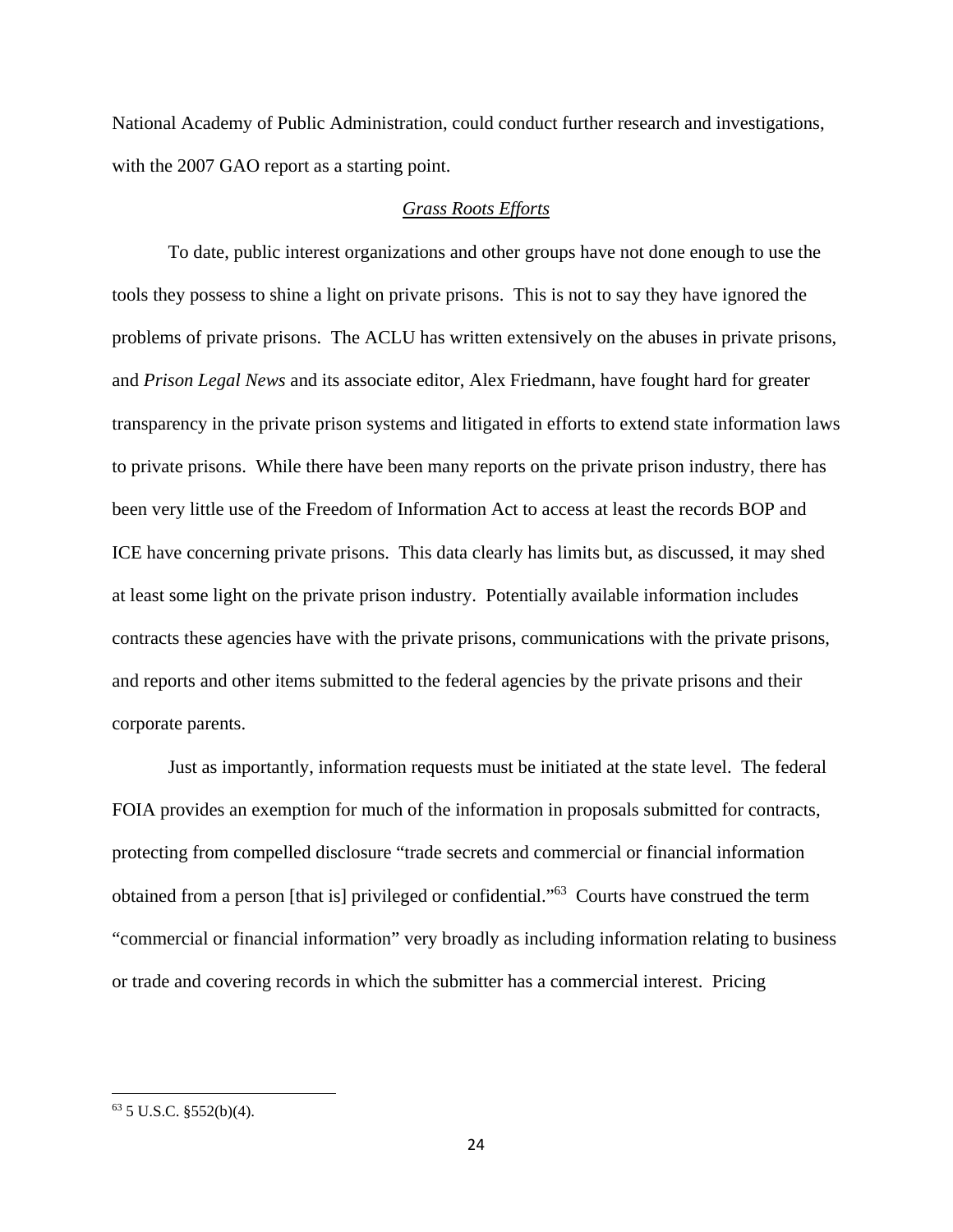National Academy of Public Administration, could conduct further research and investigations, with the 2007 GAO report as a starting point.

*Grass Roots Efforts*

To date, public interest organizations and other groups have not done enough to use the tools they possess to shine a light on private prisons. This is not to say they have ignored the problems of private prisons. The ACLU has written extensively on the abuses in private prisons, and *Prison Legal News* and its associate editor, Alex Friedmann, have fought hard for greater transparency in the private prison systems and litigated in efforts to extend state information laws to private prisons. While there have been many reports on the private prison industry, there has been very little use of the Freedom of Information Act to access at least the records BOP and ICE have concerning private prisons. This data clearly has limits but, as discussed, it may shed at least some light on the private prison industry. Potentially available information includes contracts these agencies have with the private prisons, communications with the private prisons, and reports and other items submitted to the federal agencies by the private prisons and their corporate parents.

Just as importantly, information requests must be initiated at the state level. The federal FOIA provides an exemption for much of the information in proposals submitted for contracts, protecting from compelled disclosure "trade secrets and commercial or financial information obtained from a person [that is] privileged or confidential."[63] Courts have construed the term "commercial or financial information" very broadly as including information relating to business or trade and covering records in which the submitter has a commercial interest. Pricing

---

[63] 5 U.S.C. §552(b)(4).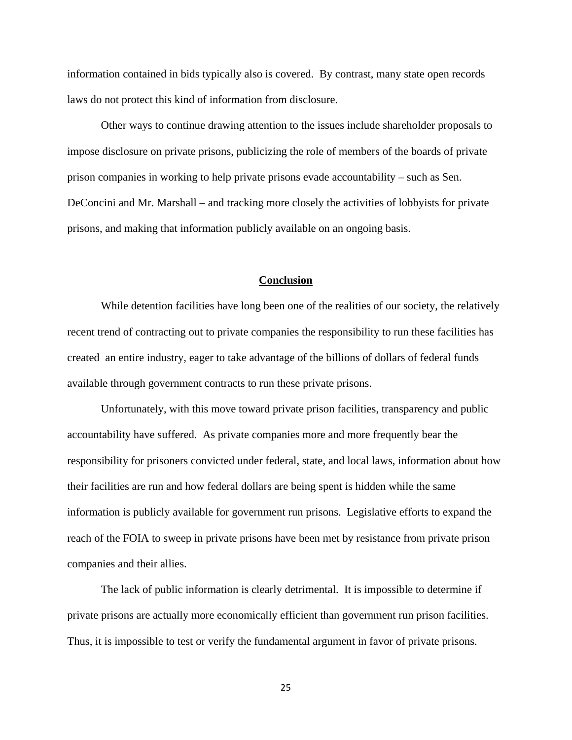information contained in bids typically also is covered. By contrast, many state open records laws do not protect this kind of information from disclosure.

Other ways to continue drawing attention to the issues include shareholder proposals to impose disclosure on private prisons, publicizing the role of members of the boards of private prison companies in working to help private prisons evade accountability – such as Sen. DeConcini and Mr. Marshall – and tracking more closely the activities of lobbyists for private prisons, and making that information publicly available on an ongoing basis.

## Conclusion

While detention facilities have long been one of the realities of our society, the relatively recent trend of contracting out to private companies the responsibility to run these facilities has created an entire industry, eager to take advantage of the billions of dollars of federal funds available through government contracts to run these private prisons.

Unfortunately, with this move toward private prison facilities, transparency and public accountability have suffered. As private companies more and more frequently bear the responsibility for prisoners convicted under federal, state, and local laws, information about how their facilities are run and how federal dollars are being spent is hidden while the same information is publicly available for government run prisons. Legislative efforts to expand the reach of the FOIA to sweep in private prisons have been met by resistance from private prison companies and their allies.

The lack of public information is clearly detrimental. It is impossible to determine if private prisons are actually more economically efficient than government run prison facilities. Thus, it is impossible to test or verify the fundamental argument in favor of private prisons.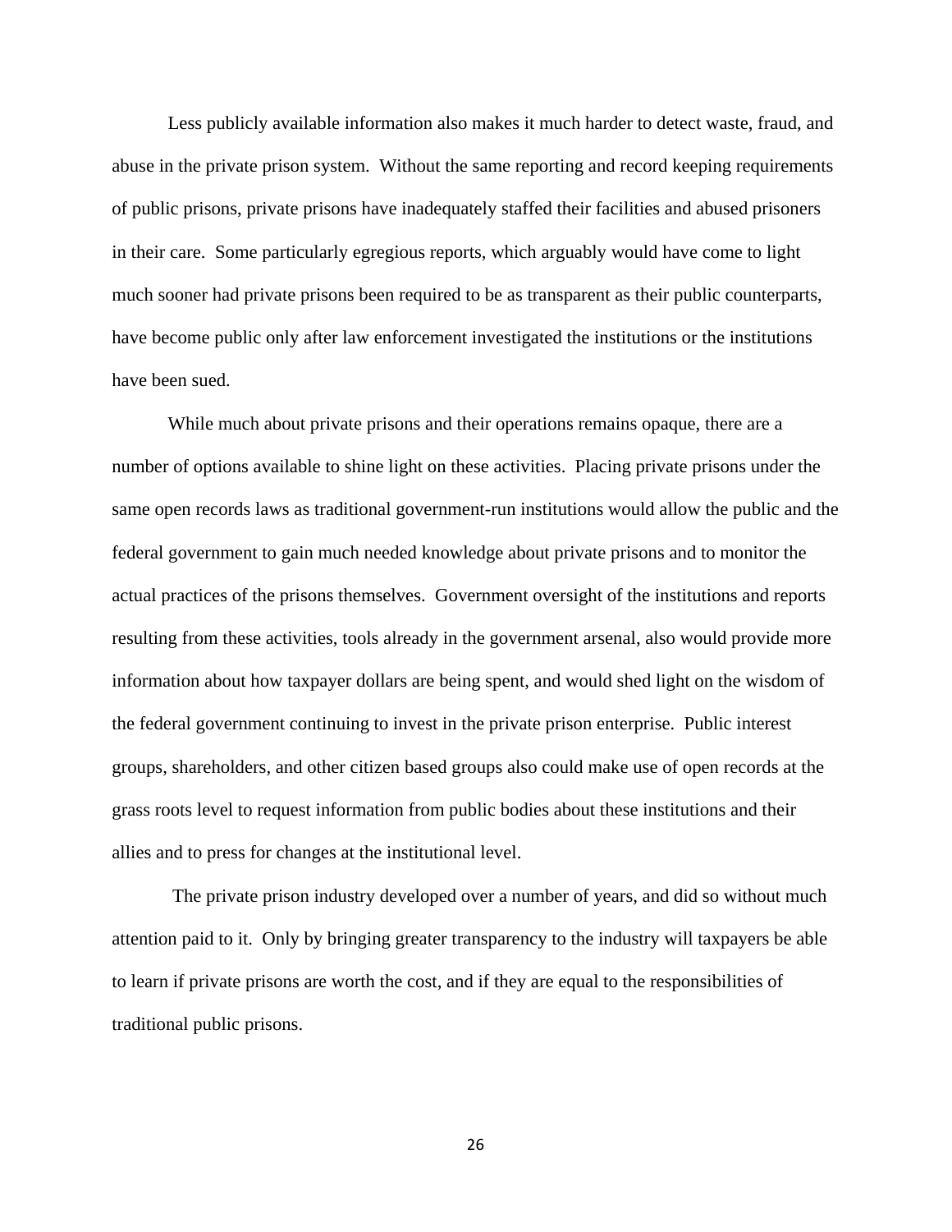Less publicly available information also makes it much harder to detect waste, fraud, and abuse in the private prison system. Without the same reporting and record keeping requirements of public prisons, private prisons have inadequately staffed their facilities and abused prisoners in their care. Some particularly egregious reports, which arguably would have come to light much sooner had private prisons been required to be as transparent as their public counterparts, have become public only after law enforcement investigated the institutions or the institutions have been sued.

While much about private prisons and their operations remains opaque, there are a number of options available to shine light on these activities. Placing private prisons under the same open records laws as traditional government-run institutions would allow the public and the federal government to gain much needed knowledge about private prisons and to monitor the actual practices of the prisons themselves. Government oversight of the institutions and reports resulting from these activities, tools already in the government arsenal, also would provide more information about how taxpayer dollars are being spent, and would shed light on the wisdom of the federal government continuing to invest in the private prison enterprise. Public interest groups, shareholders, and other citizen based groups also could make use of open records at the grass roots level to request information from public bodies about these institutions and their allies and to press for changes at the institutional level.

The private prison industry developed over a number of years, and did so without much attention paid to it. Only by bringing greater transparency to the industry will taxpayers be able to learn if private prisons are worth the cost, and if they are equal to the responsibilities of traditional public prisons.